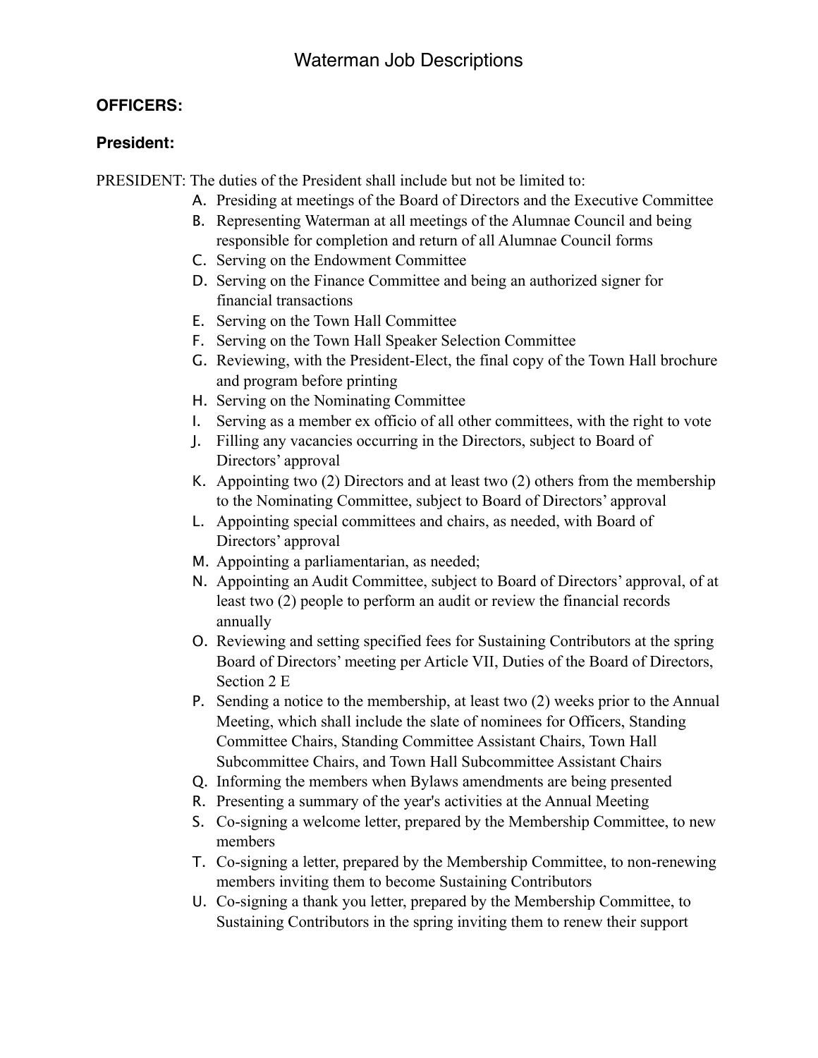# Waterman Job Descriptions

## OFFICERS:

### President:

PRESIDENT: The duties of the President shall include but not be limited to:

A. Presiding at meetings of the Board of Directors and the Executive Committee
B. Representing Waterman at all meetings of the Alumnae Council and being responsible for completion and return of all Alumnae Council forms
C. Serving on the Endowment Committee
D. Serving on the Finance Committee and being an authorized signer for financial transactions
E. Serving on the Town Hall Committee
F. Serving on the Town Hall Speaker Selection Committee
G. Reviewing, with the President-Elect, the final copy of the Town Hall brochure and program before printing
H. Serving on the Nominating Committee
I. Serving as a member ex officio of all other committees, with the right to vote
J. Filling any vacancies occurring in the Directors, subject to Board of Directors' approval
K. Appointing two (2) Directors and at least two (2) others from the membership to the Nominating Committee, subject to Board of Directors' approval
L. Appointing special committees and chairs, as needed, with Board of Directors' approval
M. Appointing a parliamentarian, as needed;
N. Appointing an Audit Committee, subject to Board of Directors' approval, of at least two (2) people to perform an audit or review the financial records annually
O. Reviewing and setting specified fees for Sustaining Contributors at the spring Board of Directors' meeting per Article VII, Duties of the Board of Directors, Section 2 E
P. Sending a notice to the membership, at least two (2) weeks prior to the Annual Meeting, which shall include the slate of nominees for Officers, Standing Committee Chairs, Standing Committee Assistant Chairs, Town Hall Subcommittee Chairs, and Town Hall Subcommittee Assistant Chairs
Q. Informing the members when Bylaws amendments are being presented
R. Presenting a summary of the year's activities at the Annual Meeting
S. Co-signing a welcome letter, prepared by the Membership Committee, to new members
T. Co-signing a letter, prepared by the Membership Committee, to non-renewing members inviting them to become Sustaining Contributors
U. Co-signing a thank you letter, prepared by the Membership Committee, to Sustaining Contributors in the spring inviting them to renew their support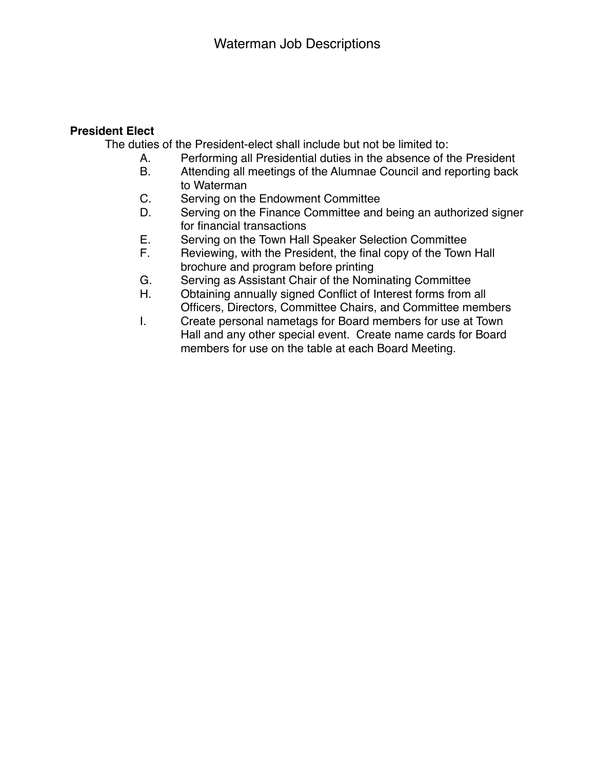# Waterman Job Descriptions

**President Elect**

The duties of the President-elect shall include but not be limited to:

A. Performing all Presidential duties in the absence of the President
B. Attending all meetings of the Alumnae Council and reporting back to Waterman
C. Serving on the Endowment Committee
D. Serving on the Finance Committee and being an authorized signer for financial transactions
E. Serving on the Town Hall Speaker Selection Committee
F. Reviewing, with the President, the final copy of the Town Hall brochure and program before printing
G. Serving as Assistant Chair of the Nominating Committee
H. Obtaining annually signed Conflict of Interest forms from all Officers, Directors, Committee Chairs, and Committee members
I. Create personal nametags for Board members for use at Town Hall and any other special event. Create name cards for Board members for use on the table at each Board Meeting.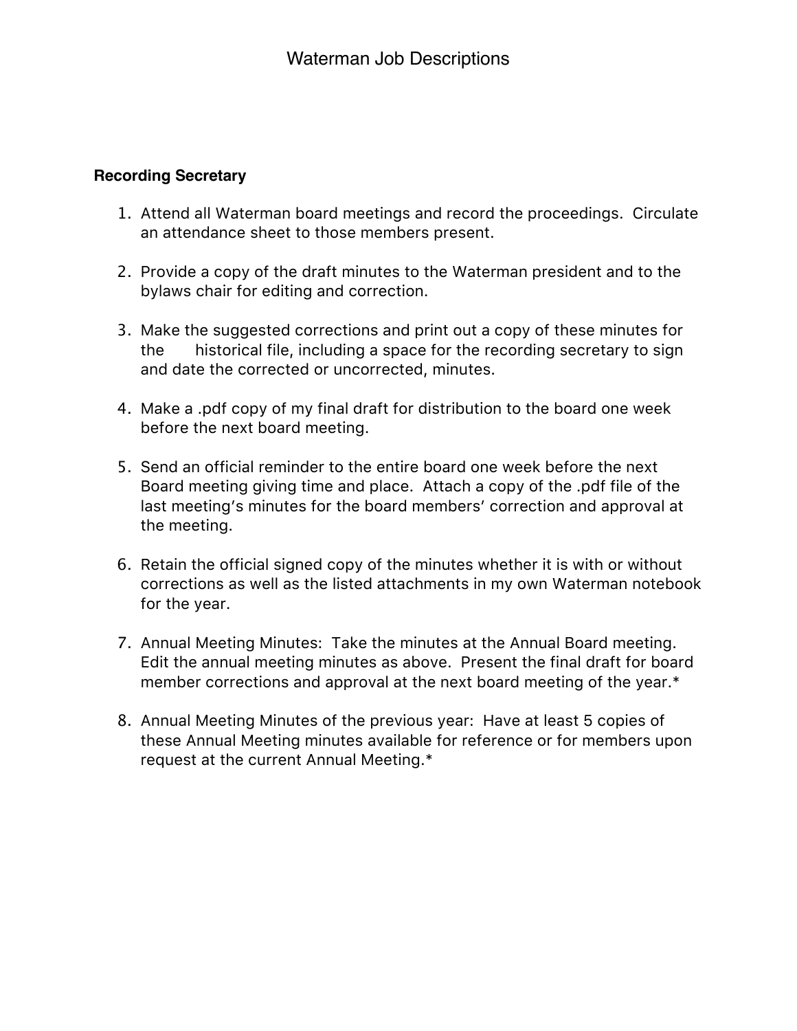# Waterman Job Descriptions

**Recording Secretary**

1. Attend all Waterman board meetings and record the proceedings. Circulate an attendance sheet to those members present.

2. Provide a copy of the draft minutes to the Waterman president and to the bylaws chair for editing and correction.

3. Make the suggested corrections and print out a copy of these minutes for the historical file, including a space for the recording secretary to sign and date the corrected or uncorrected, minutes.

4. Make a .pdf copy of my final draft for distribution to the board one week before the next board meeting.

5. Send an official reminder to the entire board one week before the next Board meeting giving time and place. Attach a copy of the .pdf file of the last meeting's minutes for the board members' correction and approval at the meeting.

6. Retain the official signed copy of the minutes whether it is with or without corrections as well as the listed attachments in my own Waterman notebook for the year.

7. Annual Meeting Minutes: Take the minutes at the Annual Board meeting. Edit the annual meeting minutes as above. Present the final draft for board member corrections and approval at the next board meeting of the year.*

8. Annual Meeting Minutes of the previous year: Have at least 5 copies of these Annual Meeting minutes available for reference or for members upon request at the current Annual Meeting.*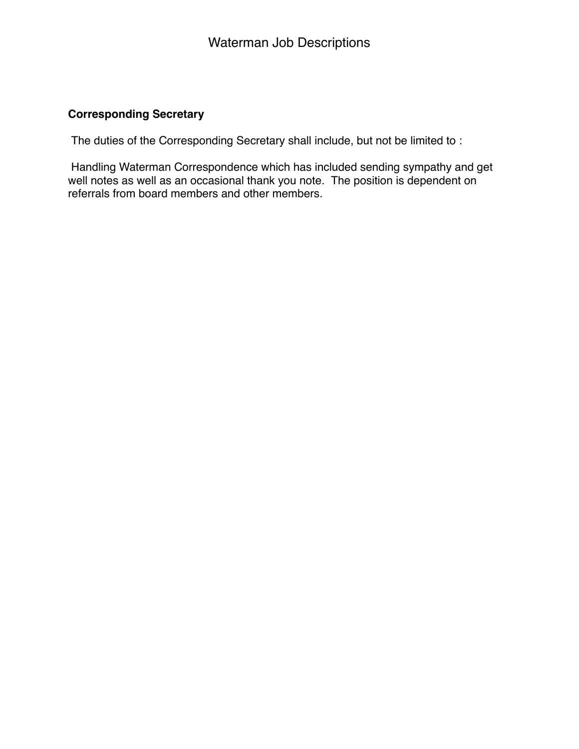# Waterman Job Descriptions

**Corresponding Secretary**

The duties of the Corresponding Secretary shall include, but not be limited to :

Handling Waterman Correspondence which has included sending sympathy and get well notes as well as an occasional thank you note. The position is dependent on referrals from board members and other members.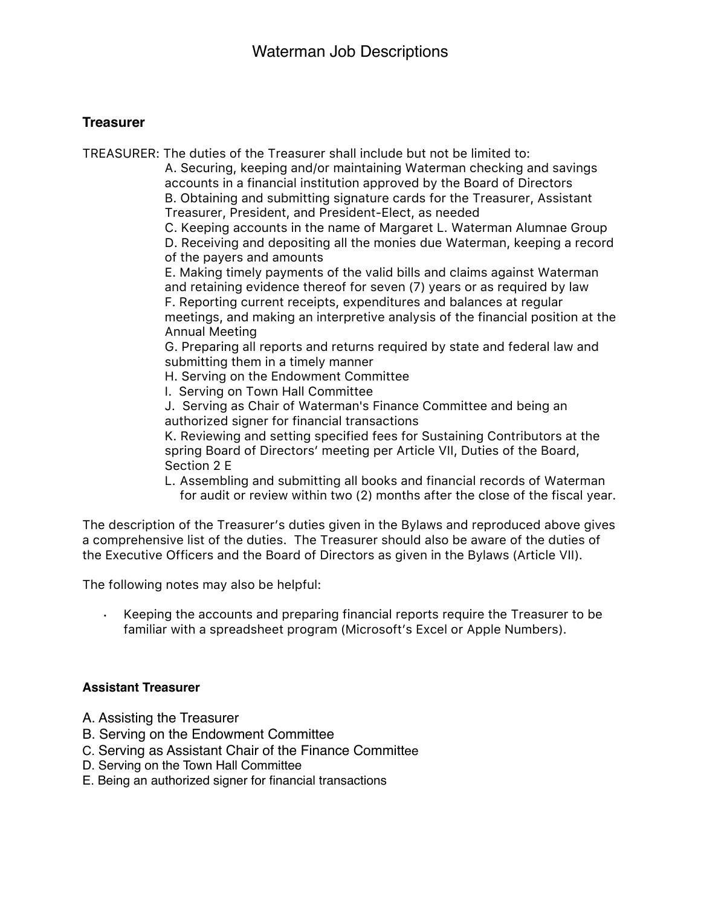# Waterman Job Descriptions

## Treasurer

TREASURER: The duties of the Treasurer shall include but not be limited to:

A. Securing, keeping and/or maintaining Waterman checking and savings accounts in a financial institution approved by the Board of Directors
B. Obtaining and submitting signature cards for the Treasurer, Assistant Treasurer, President, and President-Elect, as needed
C. Keeping accounts in the name of Margaret L. Waterman Alumnae Group
D. Receiving and depositing all the monies due Waterman, keeping a record of the payers and amounts
E. Making timely payments of the valid bills and claims against Waterman and retaining evidence thereof for seven (7) years or as required by law
F. Reporting current receipts, expenditures and balances at regular meetings, and making an interpretive analysis of the financial position at the Annual Meeting
G. Preparing all reports and returns required by state and federal law and submitting them in a timely manner
H. Serving on the Endowment Committee
I. Serving on Town Hall Committee
J. Serving as Chair of Waterman's Finance Committee and being an authorized signer for financial transactions
K. Reviewing and setting specified fees for Sustaining Contributors at the spring Board of Directors' meeting per Article VII, Duties of the Board, Section 2 E
L. Assembling and submitting all books and financial records of Waterman for audit or review within two (2) months after the close of the fiscal year.

The description of the Treasurer's duties given in the Bylaws and reproduced above gives a comprehensive list of the duties. The Treasurer should also be aware of the duties of the Executive Officers and the Board of Directors as given in the Bylaws (Article VII).

The following notes may also be helpful:

- Keeping the accounts and preparing financial reports require the Treasurer to be familiar with a spreadsheet program (Microsoft's Excel or Apple Numbers).

### Assistant Treasurer

A. Assisting the Treasurer
B. Serving on the Endowment Committee
C. Serving as Assistant Chair of the Finance Committee
D. Serving on the Town Hall Committee
E. Being an authorized signer for financial transactions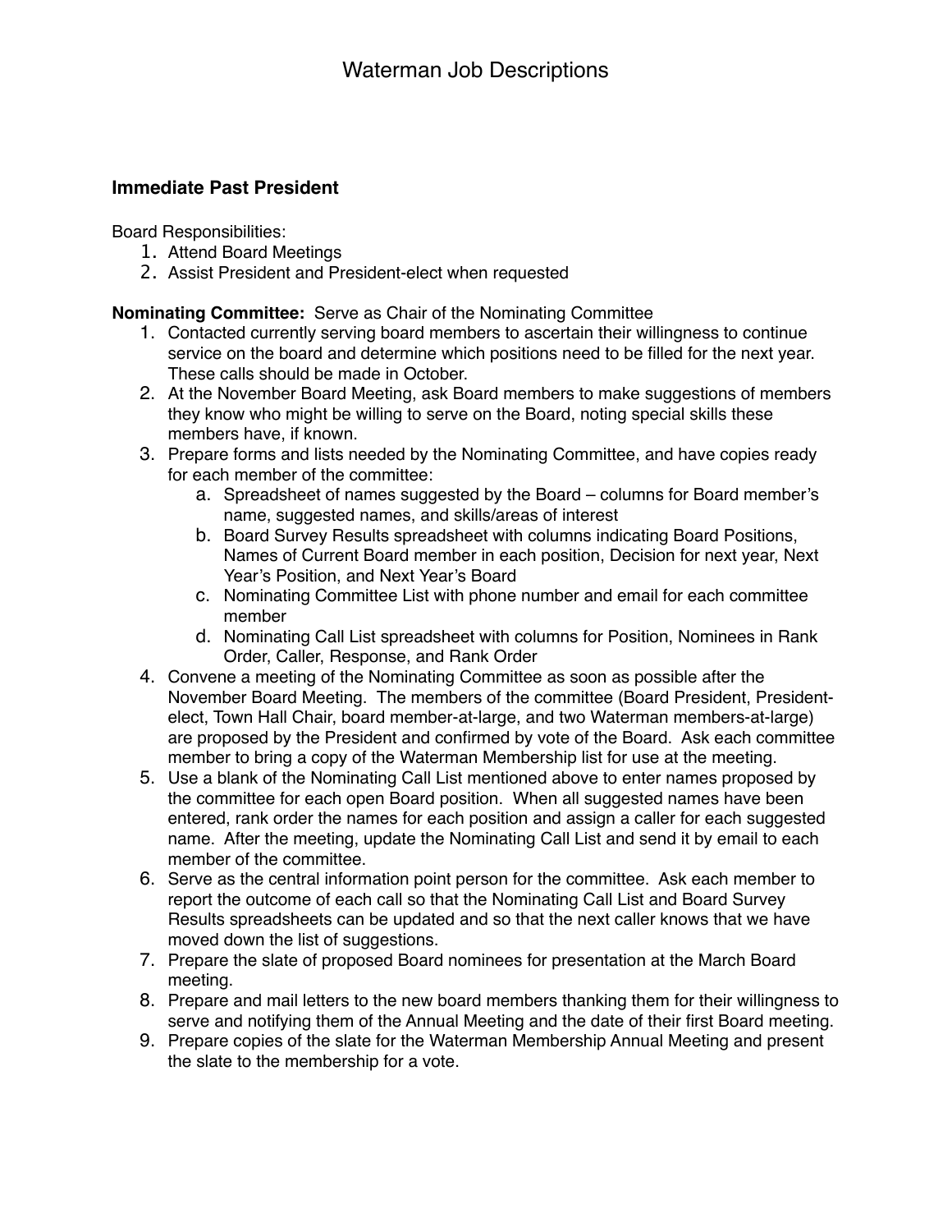# Waterman Job Descriptions

### Immediate Past President

Board Responsibilities:

1. Attend Board Meetings
2. Assist President and President-elect when requested

**Nominating Committee:** Serve as Chair of the Nominating Committee

1. Contacted currently serving board members to ascertain their willingness to continue service on the board and determine which positions need to be filled for the next year. These calls should be made in October.
2. At the November Board Meeting, ask Board members to make suggestions of members they know who might be willing to serve on the Board, noting special skills these members have, if known.
3. Prepare forms and lists needed by the Nominating Committee, and have copies ready for each member of the committee:
   a. Spreadsheet of names suggested by the Board – columns for Board member's name, suggested names, and skills/areas of interest
   b. Board Survey Results spreadsheet with columns indicating Board Positions, Names of Current Board member in each position, Decision for next year, Next Year's Position, and Next Year's Board
   c. Nominating Committee List with phone number and email for each committee member
   d. Nominating Call List spreadsheet with columns for Position, Nominees in Rank Order, Caller, Response, and Rank Order
4. Convene a meeting of the Nominating Committee as soon as possible after the November Board Meeting. The members of the committee (Board President, President-elect, Town Hall Chair, board member-at-large, and two Waterman members-at-large) are proposed by the President and confirmed by vote of the Board. Ask each committee member to bring a copy of the Waterman Membership list for use at the meeting.
5. Use a blank of the Nominating Call List mentioned above to enter names proposed by the committee for each open Board position. When all suggested names have been entered, rank order the names for each position and assign a caller for each suggested name. After the meeting, update the Nominating Call List and send it by email to each member of the committee.
6. Serve as the central information point person for the committee. Ask each member to report the outcome of each call so that the Nominating Call List and Board Survey Results spreadsheets can be updated and so that the next caller knows that we have moved down the list of suggestions.
7. Prepare the slate of proposed Board nominees for presentation at the March Board meeting.
8. Prepare and mail letters to the new board members thanking them for their willingness to serve and notifying them of the Annual Meeting and the date of their first Board meeting.
9. Prepare copies of the slate for the Waterman Membership Annual Meeting and present the slate to the membership for a vote.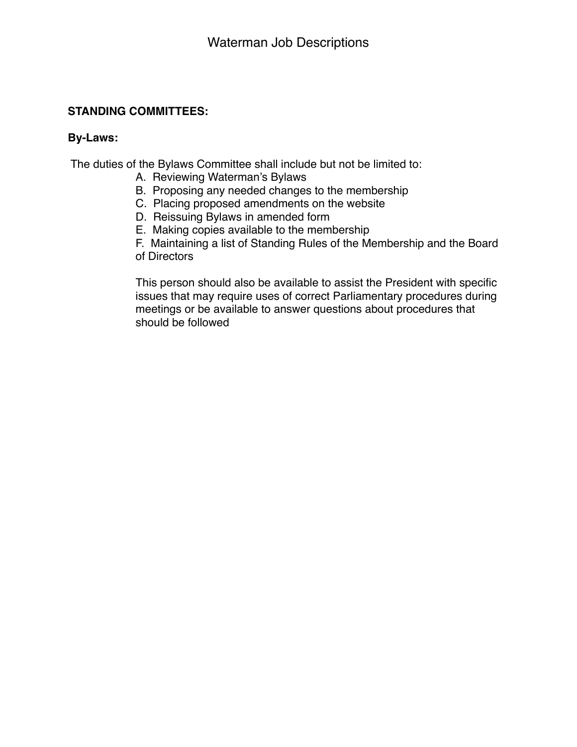**STANDING COMMITTEES:**

**By-Laws:**

The duties of the Bylaws Committee shall include but not be limited to:

A. Reviewing Waterman's Bylaws
B. Proposing any needed changes to the membership
C. Placing proposed amendments on the website
D. Reissuing Bylaws in amended form
E. Making copies available to the membership
F. Maintaining a list of Standing Rules of the Membership and the Board of Directors

This person should also be available to assist the President with specific issues that may require uses of correct Parliamentary procedures during meetings or be available to answer questions about procedures that should be followed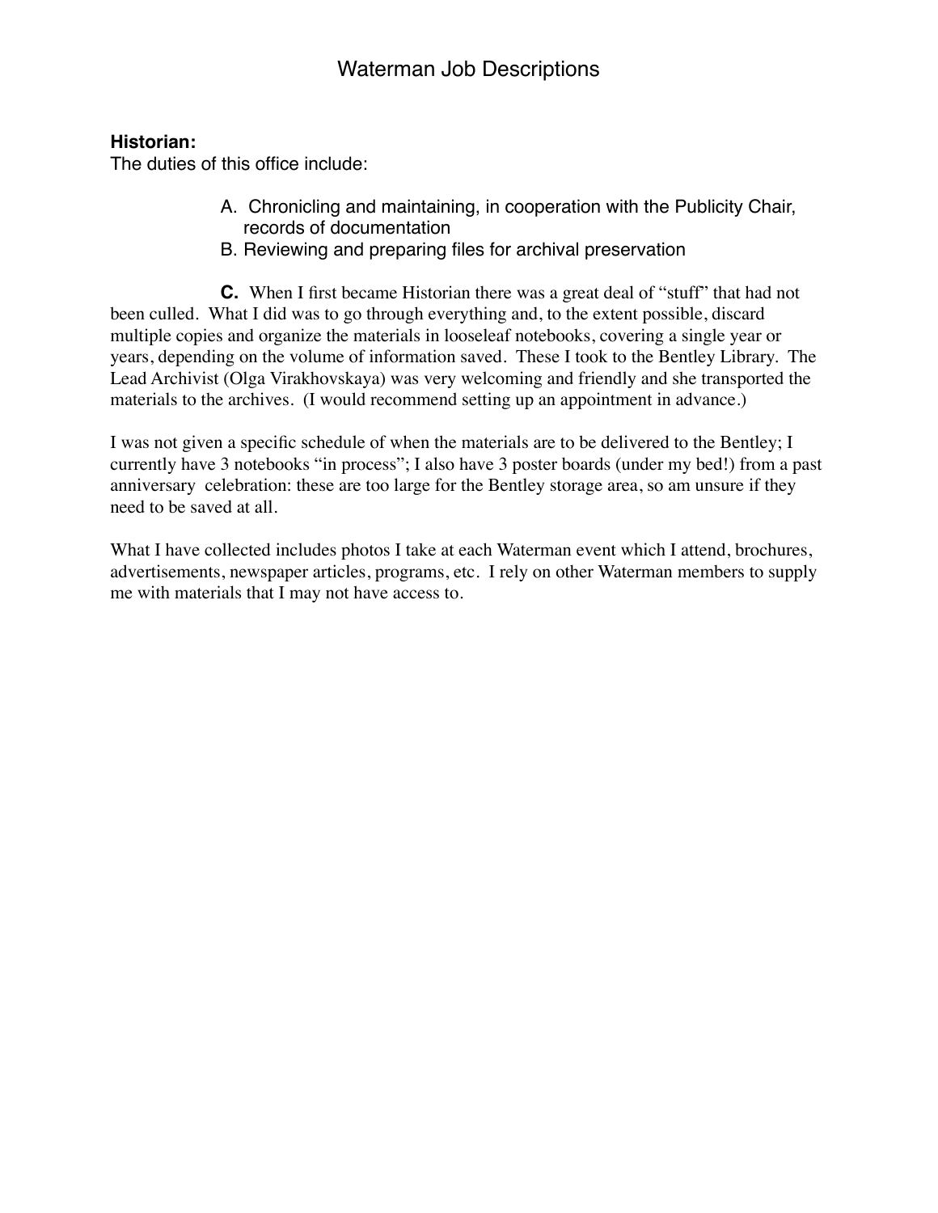# Waterman Job Descriptions

**Historian:**
The duties of this office include:

A. Chronicling and maintaining, in cooperation with the Publicity Chair, records of documentation
B. Reviewing and preparing files for archival preservation

**C.** When I first became Historian there was a great deal of "stuff" that had not been culled. What I did was to go through everything and, to the extent possible, discard multiple copies and organize the materials in looseleaf notebooks, covering a single year or years, depending on the volume of information saved. These I took to the Bentley Library. The Lead Archivist (Olga Virakhovskaya) was very welcoming and friendly and she transported the materials to the archives. (I would recommend setting up an appointment in advance.)

I was not given a specific schedule of when the materials are to be delivered to the Bentley; I currently have 3 notebooks "in process"; I also have 3 poster boards (under my bed!) from a past anniversary celebration: these are too large for the Bentley storage area, so am unsure if they need to be saved at all.

What I have collected includes photos I take at each Waterman event which I attend, brochures, advertisements, newspaper articles, programs, etc. I rely on other Waterman members to supply me with materials that I may not have access to.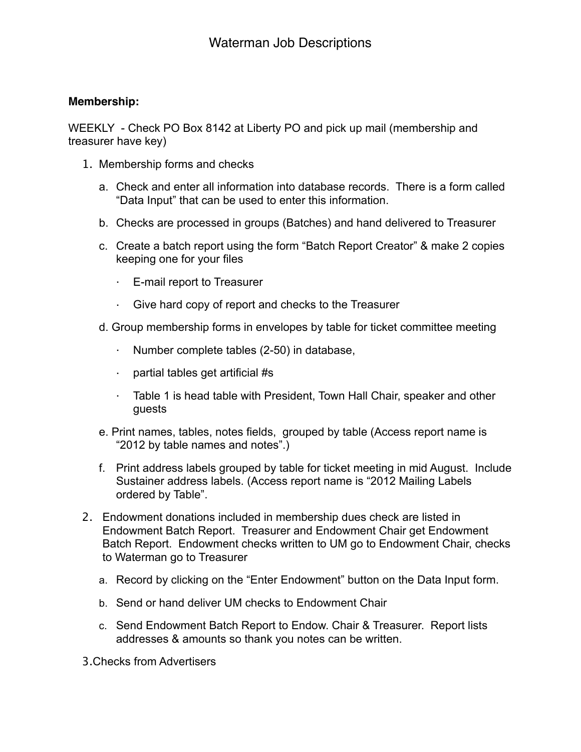# Waterman Job Descriptions

**Membership:**

WEEKLY - Check PO Box 8142 at Liberty PO and pick up mail (membership and treasurer have key)

1. Membership forms and checks
   a. Check and enter all information into database records. There is a form called "Data Input" that can be used to enter this information.
   b. Checks are processed in groups (Batches) and hand delivered to Treasurer
   c. Create a batch report using the form "Batch Report Creator" & make 2 copies keeping one for your files
      - E-mail report to Treasurer
      - Give hard copy of report and checks to the Treasurer
   d. Group membership forms in envelopes by table for ticket committee meeting
      - Number complete tables (2-50) in database,
      - partial tables get artificial #s
      - Table 1 is head table with President, Town Hall Chair, speaker and other guests
   e. Print names, tables, notes fields, grouped by table (Access report name is "2012 by table names and notes".)
   f. Print address labels grouped by table for ticket meeting in mid August. Include Sustainer address labels. (Access report name is "2012 Mailing Labels ordered by Table".
2. Endowment donations included in membership dues check are listed in Endowment Batch Report. Treasurer and Endowment Chair get Endowment Batch Report. Endowment checks written to UM go to Endowment Chair, checks to Waterman go to Treasurer
   a. Record by clicking on the "Enter Endowment" button on the Data Input form.
   b. Send or hand deliver UM checks to Endowment Chair
   c. Send Endowment Batch Report to Endow. Chair & Treasurer. Report lists addresses & amounts so thank you notes can be written.
3. Checks from Advertisers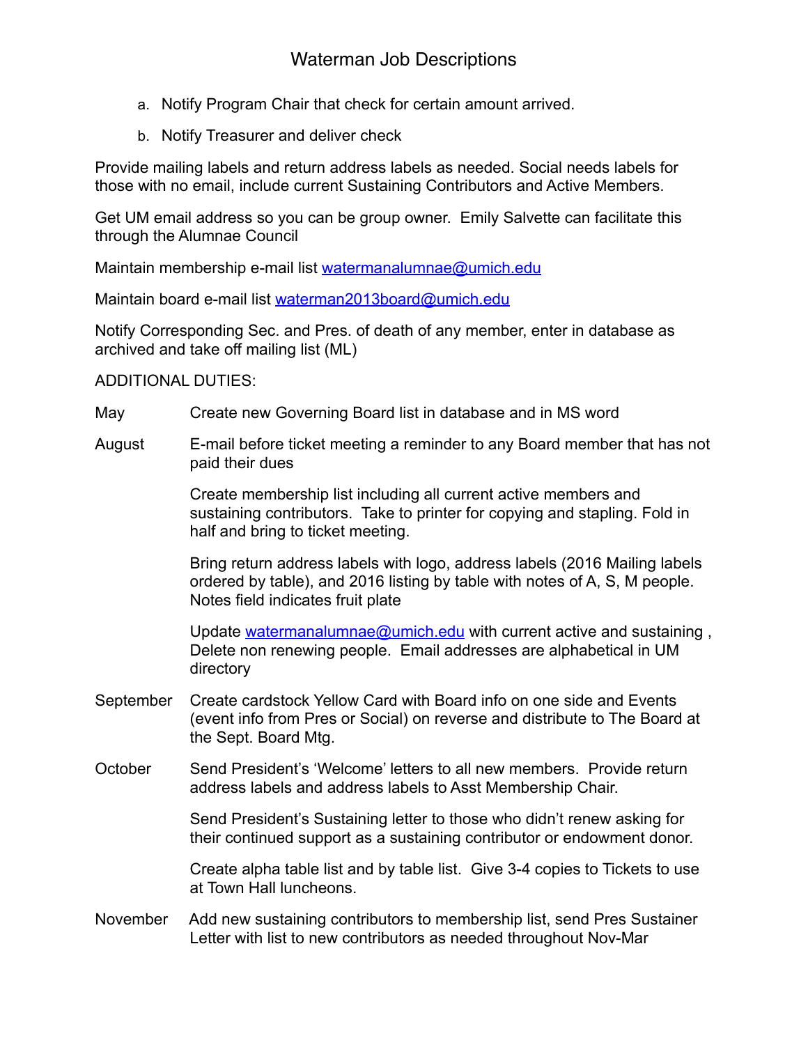a. Notify Program Chair that check for certain amount arrived.

b. Notify Treasurer and deliver check

Provide mailing labels and return address labels as needed. Social needs labels for those with no email, include current Sustaining Contributors and Active Members.

Get UM email address so you can be group owner. Emily Salvette can facilitate this through the Alumnae Council

Maintain membership e-mail list watermanalumnae@umich.edu

Maintain board e-mail list waterman2013board@umich.edu

Notify Corresponding Sec. and Pres. of death of any member, enter in database as archived and take off mailing list (ML)

ADDITIONAL DUTIES:

| | |
|---|---|
| May | Create new Governing Board list in database and in MS word |
| August | E-mail before ticket meeting a reminder to any Board member that has not paid their dues |
| | Create membership list including all current active members and sustaining contributors. Take to printer for copying and stapling. Fold in half and bring to ticket meeting. |
| | Bring return address labels with logo, address labels (2016 Mailing labels ordered by table), and 2016 listing by table with notes of A, S, M people. Notes field indicates fruit plate |
| | Update watermanalumnae@umich.edu with current active and sustaining , Delete non renewing people. Email addresses are alphabetical in UM directory |
| September | Create cardstock Yellow Card with Board info on one side and Events (event info from Pres or Social) on reverse and distribute to The Board at the Sept. Board Mtg. |
| October | Send President's 'Welcome' letters to all new members. Provide return address labels and address labels to Asst Membership Chair. |
| | Send President's Sustaining letter to those who didn't renew asking for their continued support as a sustaining contributor or endowment donor. |
| | Create alpha table list and by table list. Give 3-4 copies to Tickets to use at Town Hall luncheons. |
| November | Add new sustaining contributors to membership list, send Pres Sustainer Letter with list to new contributors as needed throughout Nov-Mar |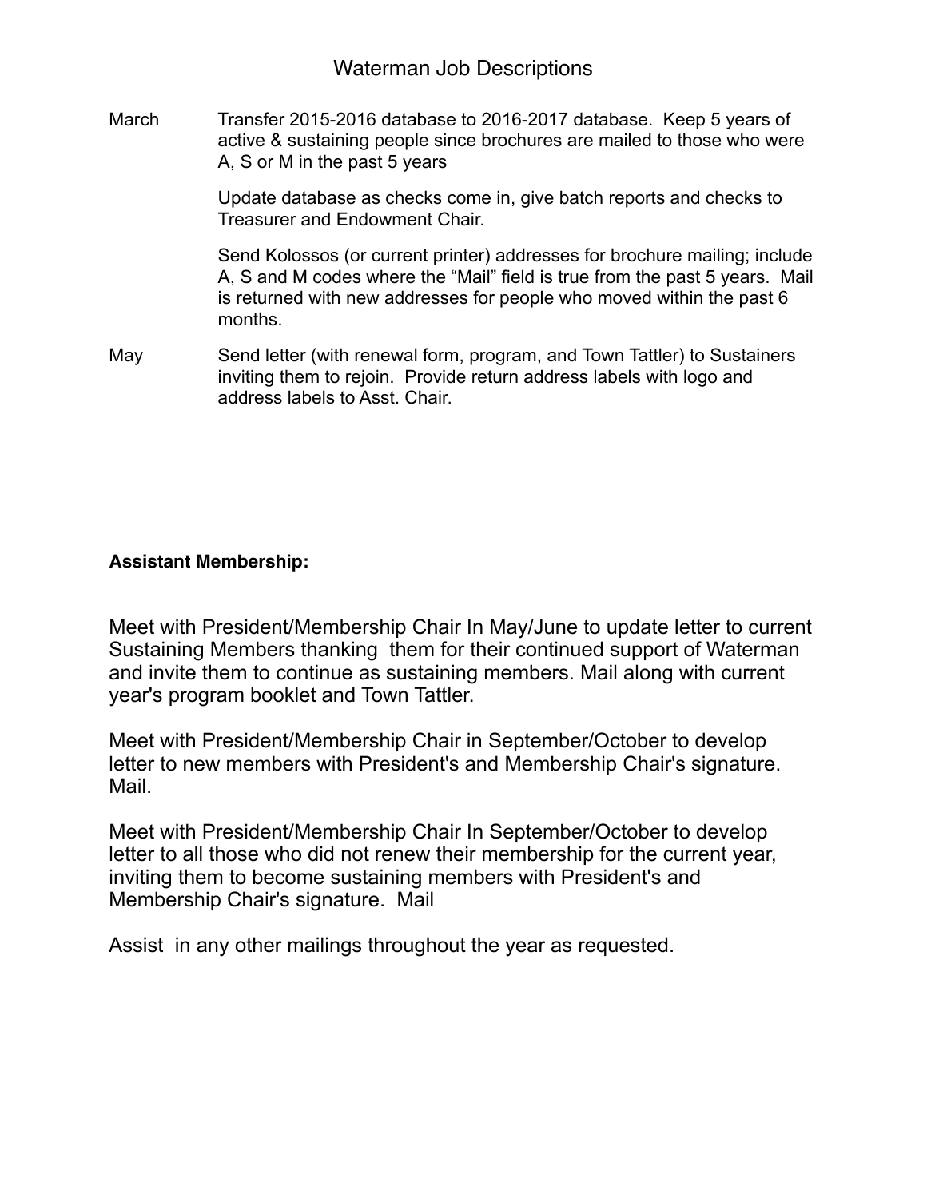Waterman Job Descriptions

| | |
|---|---|
| March | Transfer 2015-2016 database to 2016-2017 database. Keep 5 years of active & sustaining people since brochures are mailed to those who were A, S or M in the past 5 years |
| | Update database as checks come in, give batch reports and checks to Treasurer and Endowment Chair. |
| | Send Kolossos (or current printer) addresses for brochure mailing; include A, S and M codes where the "Mail" field is true from the past 5 years. Mail is returned with new addresses for people who moved within the past 6 months. |
| May | Send letter (with renewal form, program, and Town Tattler) to Sustainers inviting them to rejoin. Provide return address labels with logo and address labels to Asst. Chair. |

**Assistant Membership:**

Meet with President/Membership Chair In May/June to update letter to current Sustaining Members thanking them for their continued support of Waterman and invite them to continue as sustaining members. Mail along with current year's program booklet and Town Tattler.

Meet with President/Membership Chair in September/October to develop letter to new members with President's and Membership Chair's signature. Mail.

Meet with President/Membership Chair In September/October to develop letter to all those who did not renew their membership for the current year, inviting them to become sustaining members with President's and Membership Chair's signature. Mail

Assist in any other mailings throughout the year as requested.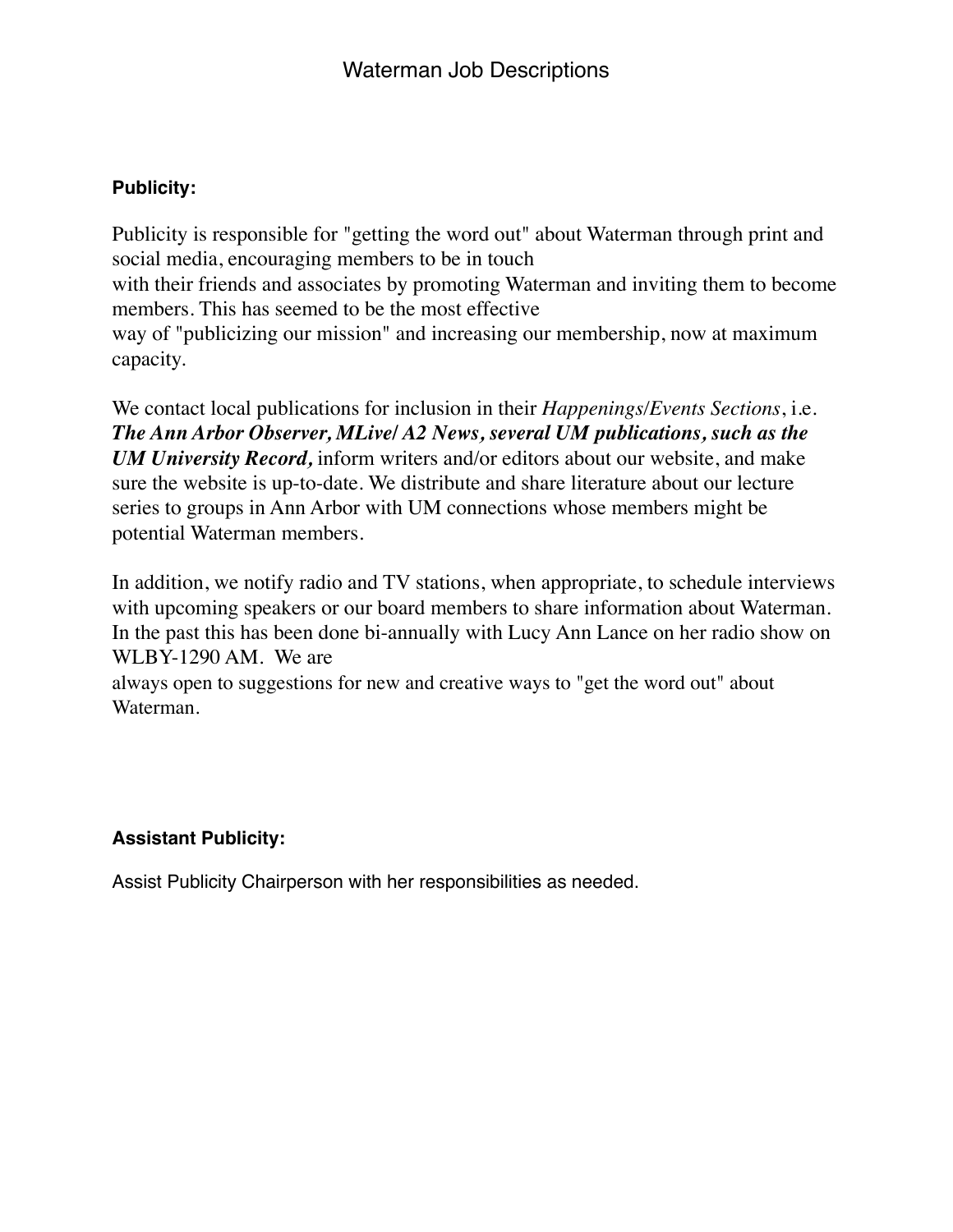# Waterman Job Descriptions

**Publicity:**

Publicity is responsible for "getting the word out" about Waterman through print and social media, encouraging members to be in touch with their friends and associates by promoting Waterman and inviting them to become members. This has seemed to be the most effective way of "publicizing our mission" and increasing our membership, now at maximum capacity.

We contact local publications for inclusion in their *Happenings/Events Sections*, i.e. ***The Ann Arbor Observer, MLive/ A2 News, several UM publications, such as the UM University Record,*** inform writers and/or editors about our website, and make sure the website is up-to-date. We distribute and share literature about our lecture series to groups in Ann Arbor with UM connections whose members might be potential Waterman members.

In addition, we notify radio and TV stations, when appropriate, to schedule interviews with upcoming speakers or our board members to share information about Waterman. In the past this has been done bi-annually with Lucy Ann Lance on her radio show on WLBY-1290 AM. We are always open to suggestions for new and creative ways to "get the word out" about Waterman.

**Assistant Publicity:**

Assist Publicity Chairperson with her responsibilities as needed.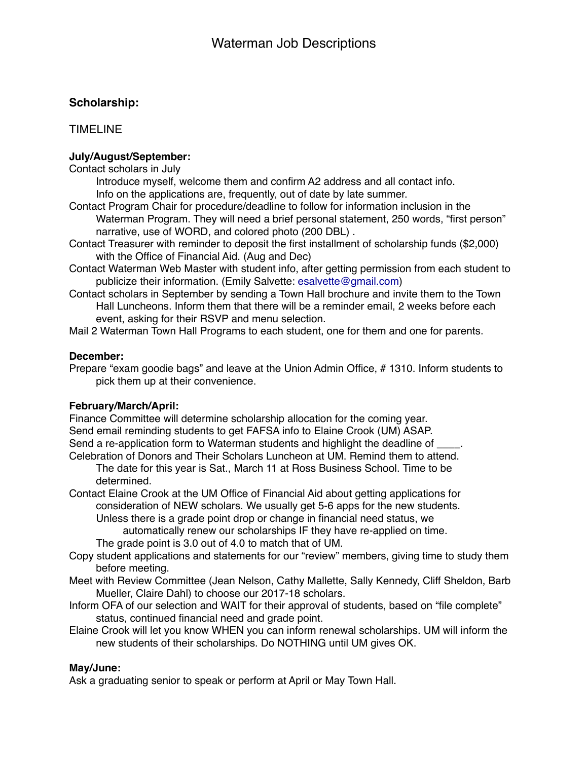# Waterman Job Descriptions

**Scholarship:**

TIMELINE

**July/August/September:**

Contact scholars in July
  Introduce myself, welcome them and confirm A2 address and all contact info.
  Info on the applications are, frequently, out of date by late summer.

Contact Program Chair for procedure/deadline to follow for information inclusion in the Waterman Program. They will need a brief personal statement, 250 words, "first person" narrative, use of WORD, and colored photo (200 DBL) .

Contact Treasurer with reminder to deposit the first installment of scholarship funds ($2,000) with the Office of Financial Aid. (Aug and Dec)

Contact Waterman Web Master with student info, after getting permission from each student to publicize their information. (Emily Salvette: esalvette@gmail.com)

Contact scholars in September by sending a Town Hall brochure and invite them to the Town Hall Luncheons. Inform them that there will be a reminder email, 2 weeks before each event, asking for their RSVP and menu selection.

Mail 2 Waterman Town Hall Programs to each student, one for them and one for parents.

**December:**

Prepare "exam goodie bags" and leave at the Union Admin Office, # 1310. Inform students to pick them up at their convenience.

**February/March/April:**

Finance Committee will determine scholarship allocation for the coming year.

Send email reminding students to get FAFSA info to Elaine Crook (UM) ASAP.

Send a re-application form to Waterman students and highlight the deadline of ____.

Celebration of Donors and Their Scholars Luncheon at UM. Remind them to attend.
  The date for this year is Sat., March 11 at Ross Business School. Time to be determined.

Contact Elaine Crook at the UM Office of Financial Aid about getting applications for consideration of NEW scholars. We usually get 5-6 apps for the new students.
  Unless there is a grade point drop or change in financial need status, we
    automatically renew our scholarships IF they have re-applied on time.
  The grade point is 3.0 out of 4.0 to match that of UM.

Copy student applications and statements for our "review" members, giving time to study them before meeting.

Meet with Review Committee (Jean Nelson, Cathy Mallette, Sally Kennedy, Cliff Sheldon, Barb Mueller, Claire Dahl) to choose our 2017-18 scholars.

Inform OFA of our selection and WAIT for their approval of students, based on "file complete" status, continued financial need and grade point.

Elaine Crook will let you know WHEN you can inform renewal scholarships. UM will inform the new students of their scholarships. Do NOTHING until UM gives OK.

**May/June:**

Ask a graduating senior to speak or perform at April or May Town Hall.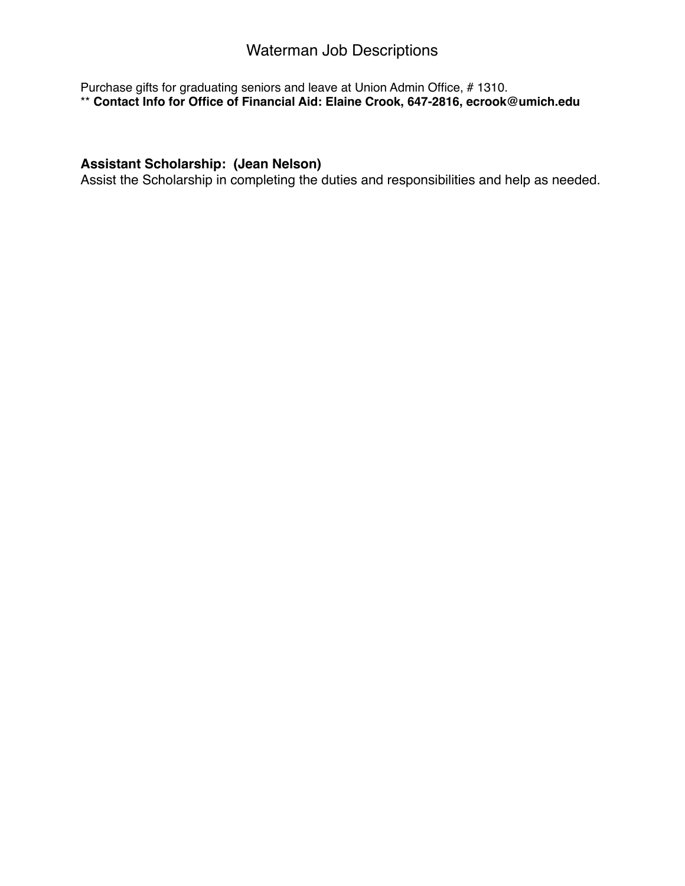Purchase gifts for graduating seniors and leave at Union Admin Office, # 1310.
** **Contact Info for Office of Financial Aid: Elaine Crook, 647-2816, ecrook@umich.edu**

**Assistant Scholarship: (Jean Nelson)**
Assist the Scholarship in completing the duties and responsibilities and help as needed.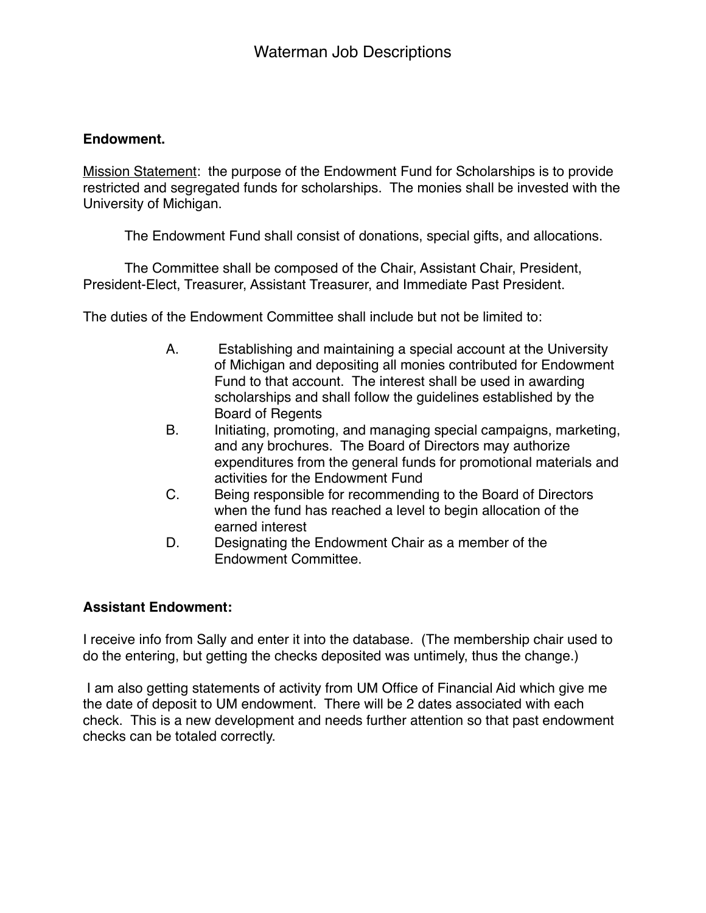# Waterman Job Descriptions

**Endowment.**

Mission Statement: the purpose of the Endowment Fund for Scholarships is to provide restricted and segregated funds for scholarships. The monies shall be invested with the University of Michigan.

The Endowment Fund shall consist of donations, special gifts, and allocations.

The Committee shall be composed of the Chair, Assistant Chair, President, President-Elect, Treasurer, Assistant Treasurer, and Immediate Past President.

The duties of the Endowment Committee shall include but not be limited to:

A. Establishing and maintaining a special account at the University of Michigan and depositing all monies contributed for Endowment Fund to that account. The interest shall be used in awarding scholarships and shall follow the guidelines established by the Board of Regents

B. Initiating, promoting, and managing special campaigns, marketing, and any brochures. The Board of Directors may authorize expenditures from the general funds for promotional materials and activities for the Endowment Fund

C. Being responsible for recommending to the Board of Directors when the fund has reached a level to begin allocation of the earned interest

D. Designating the Endowment Chair as a member of the Endowment Committee.

**Assistant Endowment:**

I receive info from Sally and enter it into the database. (The membership chair used to do the entering, but getting the checks deposited was untimely, thus the change.)

I am also getting statements of activity from UM Office of Financial Aid which give me the date of deposit to UM endowment. There will be 2 dates associated with each check. This is a new development and needs further attention so that past endowment checks can be totaled correctly.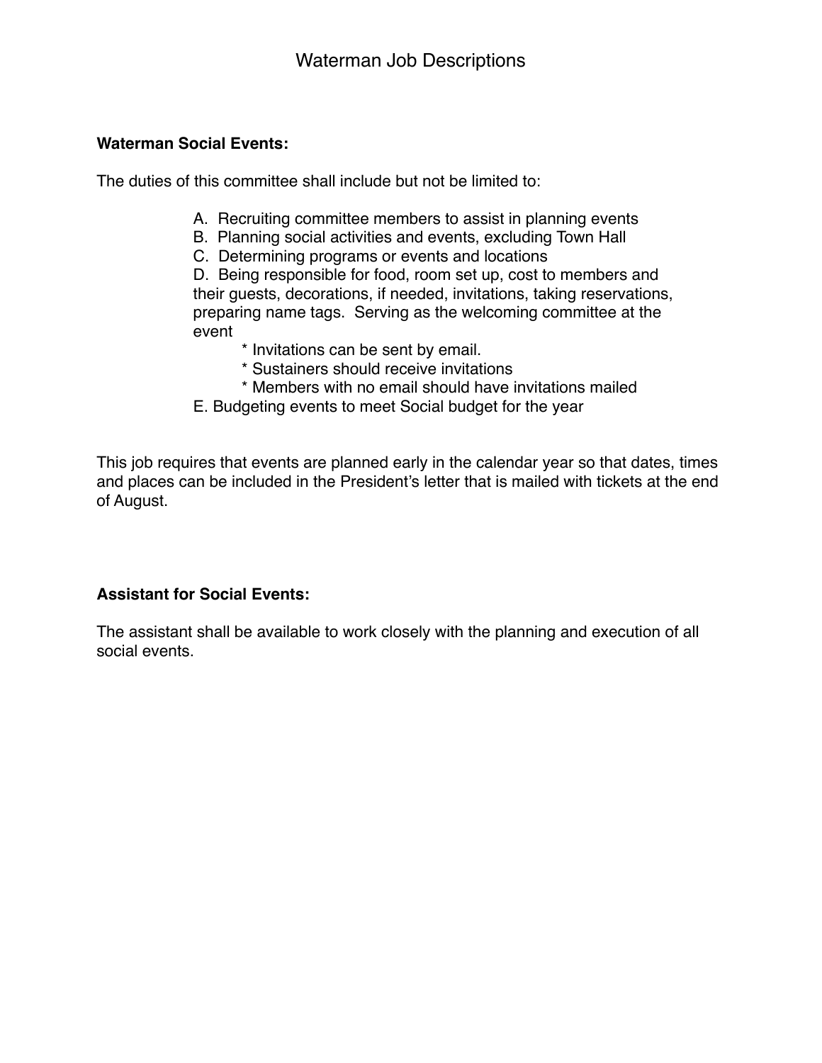# Waterman Job Descriptions

**Waterman Social Events:**

The duties of this committee shall include but not be limited to:

A. Recruiting committee members to assist in planning events
B. Planning social activities and events, excluding Town Hall
C. Determining programs or events and locations
D. Being responsible for food, room set up, cost to members and their guests, decorations, if needed, invitations, taking reservations, preparing name tags. Serving as the welcoming committee at the event
   * Invitations can be sent by email.
   * Sustainers should receive invitations
   * Members with no email should have invitations mailed
E. Budgeting events to meet Social budget for the year

This job requires that events are planned early in the calendar year so that dates, times and places can be included in the President's letter that is mailed with tickets at the end of August.

**Assistant for Social Events:**

The assistant shall be available to work closely with the planning and execution of all social events.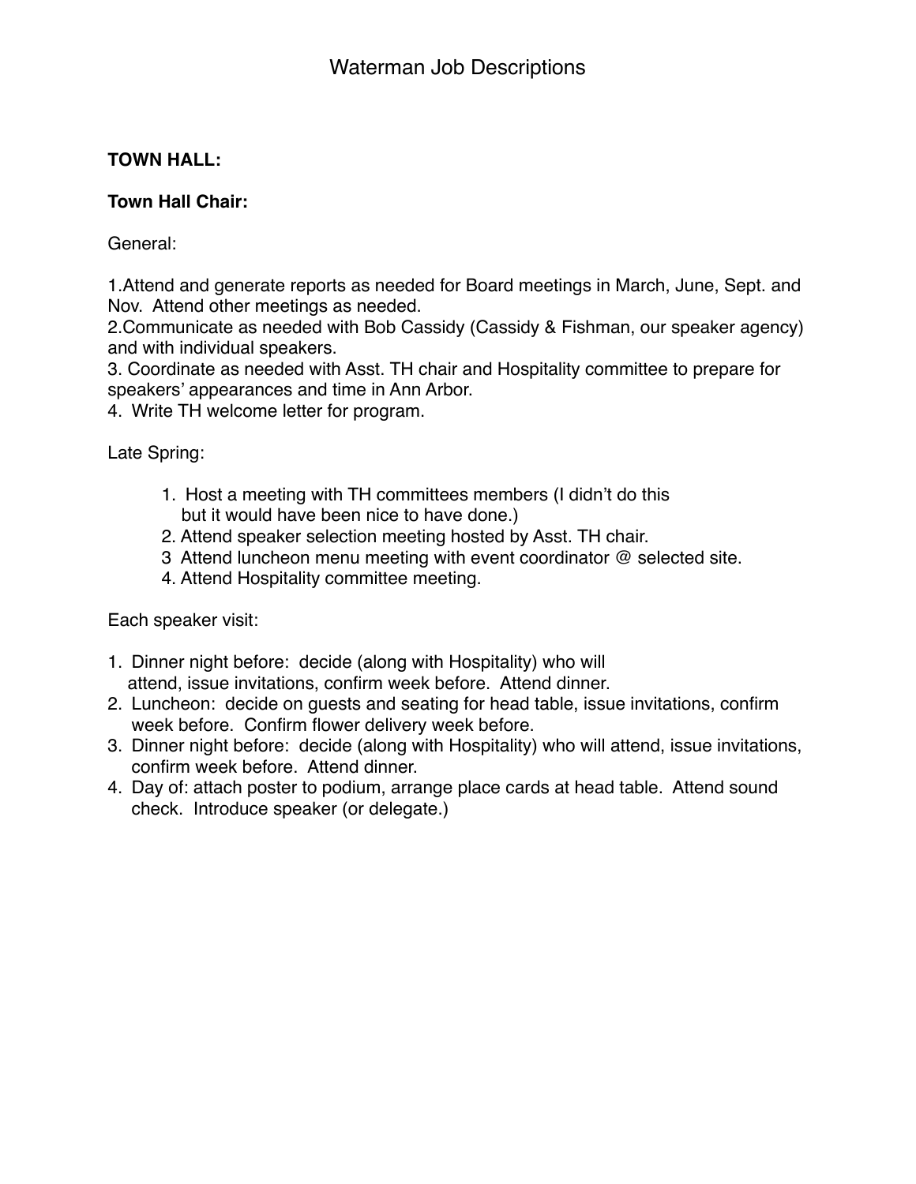# Waterman Job Descriptions

**TOWN HALL:**

**Town Hall Chair:**

General:

1.Attend and generate reports as needed for Board meetings in March, June, Sept. and Nov. Attend other meetings as needed.
2.Communicate as needed with Bob Cassidy (Cassidy & Fishman, our speaker agency) and with individual speakers.
3. Coordinate as needed with Asst. TH chair and Hospitality committee to prepare for speakers' appearances and time in Ann Arbor.
4. Write TH welcome letter for program.

Late Spring:

1. Host a meeting with TH committees members (I didn't do this but it would have been nice to have done.)
2. Attend speaker selection meeting hosted by Asst. TH chair.
3 Attend luncheon menu meeting with event coordinator @ selected site.
4. Attend Hospitality committee meeting.

Each speaker visit:

1. Dinner night before: decide (along with Hospitality) who will attend, issue invitations, confirm week before. Attend dinner.
2. Luncheon: decide on guests and seating for head table, issue invitations, confirm week before. Confirm flower delivery week before.
3. Dinner night before: decide (along with Hospitality) who will attend, issue invitations, confirm week before. Attend dinner.
4. Day of: attach poster to podium, arrange place cards at head table. Attend sound check. Introduce speaker (or delegate.)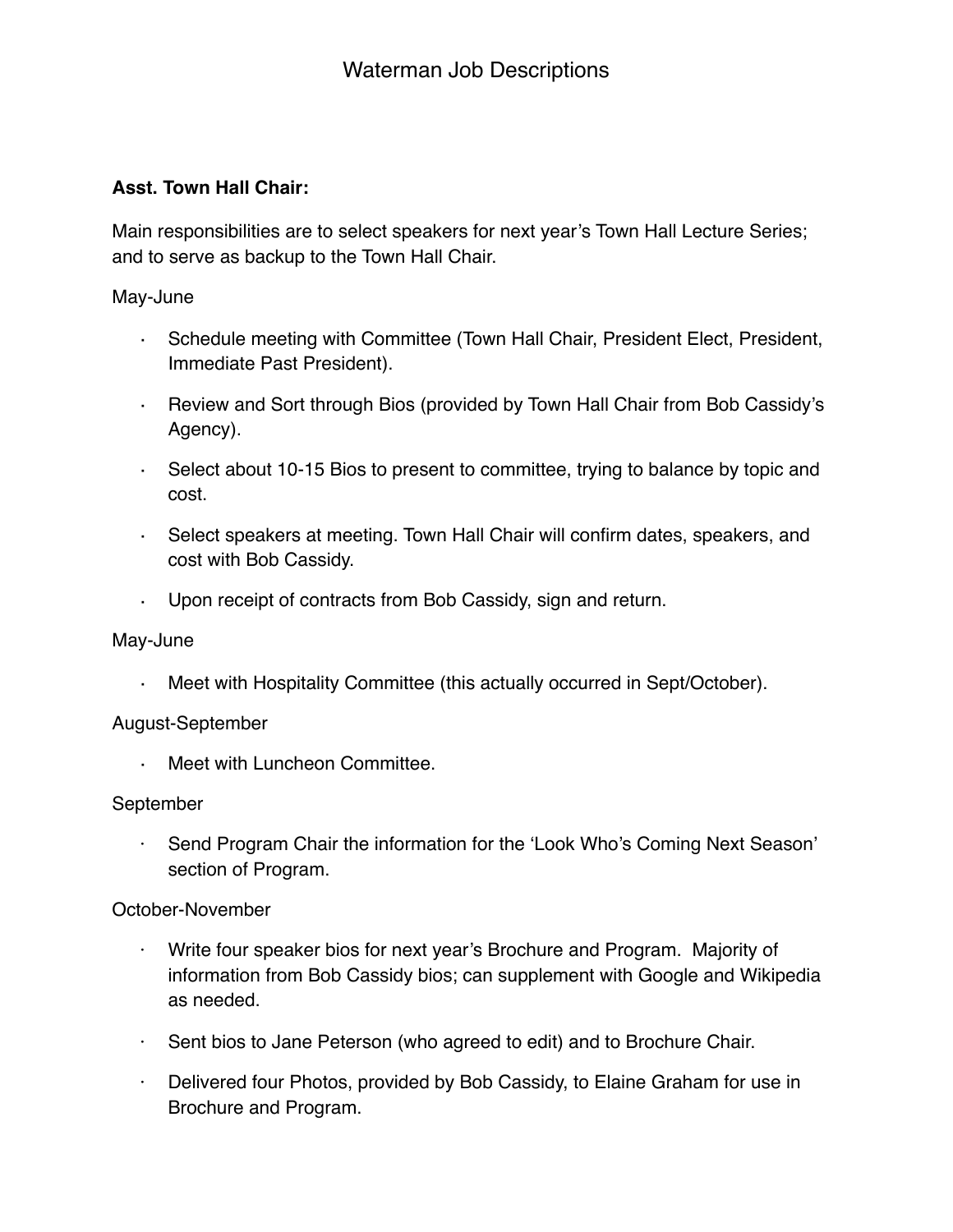# Waterman Job Descriptions

**Asst. Town Hall Chair:**

Main responsibilities are to select speakers for next year's Town Hall Lecture Series; and to serve as backup to the Town Hall Chair.

May-June

- Schedule meeting with Committee (Town Hall Chair, President Elect, President, Immediate Past President).
- Review and Sort through Bios (provided by Town Hall Chair from Bob Cassidy's Agency).
- Select about 10-15 Bios to present to committee, trying to balance by topic and cost.
- Select speakers at meeting. Town Hall Chair will confirm dates, speakers, and cost with Bob Cassidy.
- Upon receipt of contracts from Bob Cassidy, sign and return.

May-June

- Meet with Hospitality Committee (this actually occurred in Sept/October).

August-September

- Meet with Luncheon Committee.

September

- Send Program Chair the information for the 'Look Who's Coming Next Season' section of Program.

October-November

- Write four speaker bios for next year's Brochure and Program. Majority of information from Bob Cassidy bios; can supplement with Google and Wikipedia as needed.
- Sent bios to Jane Peterson (who agreed to edit) and to Brochure Chair.
- Delivered four Photos, provided by Bob Cassidy, to Elaine Graham for use in Brochure and Program.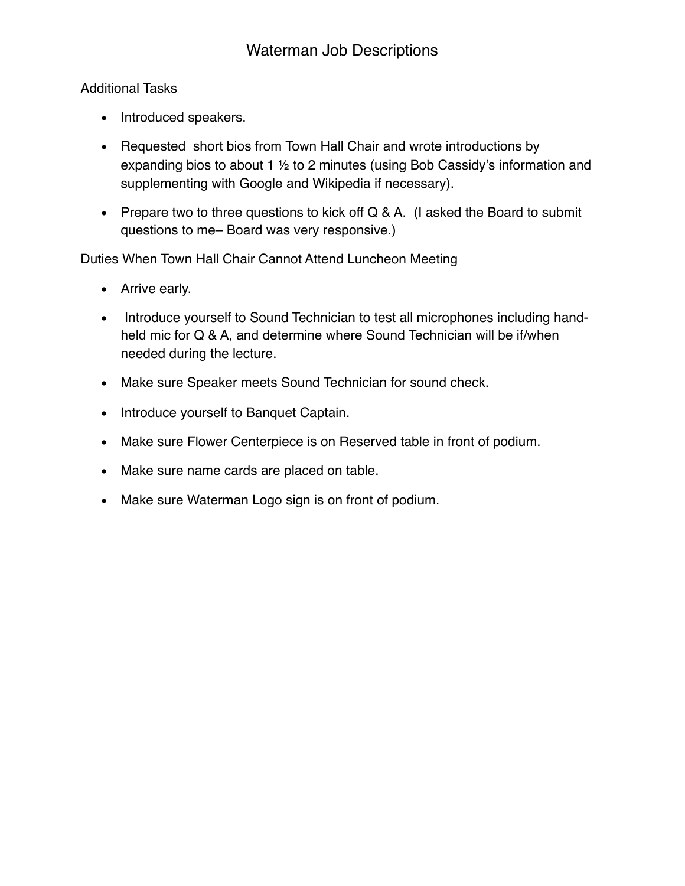# Waterman Job Descriptions

Additional Tasks

- Introduced speakers.
- Requested short bios from Town Hall Chair and wrote introductions by expanding bios to about 1 ½ to 2 minutes (using Bob Cassidy's information and supplementing with Google and Wikipedia if necessary).
- Prepare two to three questions to kick off Q & A. (I asked the Board to submit questions to me– Board was very responsive.)

Duties When Town Hall Chair Cannot Attend Luncheon Meeting

- Arrive early.
- Introduce yourself to Sound Technician to test all microphones including hand-held mic for Q & A, and determine where Sound Technician will be if/when needed during the lecture.
- Make sure Speaker meets Sound Technician for sound check.
- Introduce yourself to Banquet Captain.
- Make sure Flower Centerpiece is on Reserved table in front of podium.
- Make sure name cards are placed on table.
- Make sure Waterman Logo sign is on front of podium.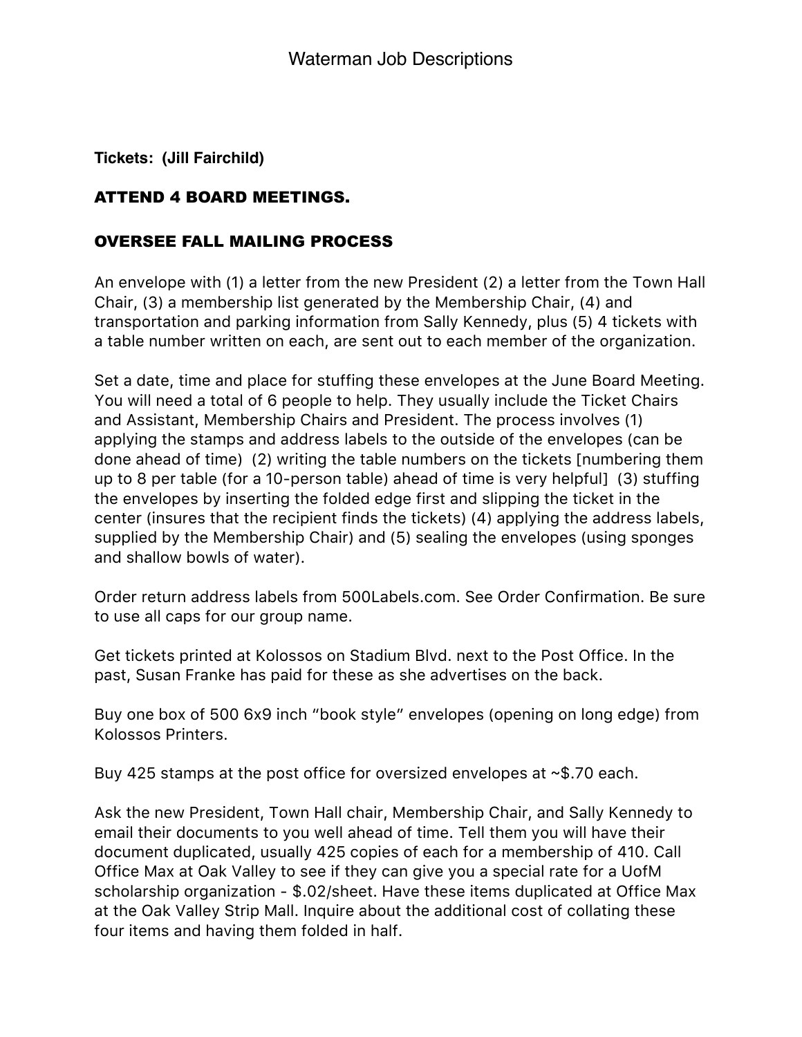**Tickets: (Jill Fairchild)**

## ATTEND 4 BOARD MEETINGS.

## OVERSEE FALL MAILING PROCESS

An envelope with (1) a letter from the new President (2) a letter from the Town Hall Chair, (3) a membership list generated by the Membership Chair, (4) and transportation and parking information from Sally Kennedy, plus (5) 4 tickets with a table number written on each, are sent out to each member of the organization.

Set a date, time and place for stuffing these envelopes at the June Board Meeting. You will need a total of 6 people to help. They usually include the Ticket Chairs and Assistant, Membership Chairs and President. The process involves (1) applying the stamps and address labels to the outside of the envelopes (can be done ahead of time) (2) writing the table numbers on the tickets [numbering them up to 8 per table (for a 10-person table) ahead of time is very helpful] (3) stuffing the envelopes by inserting the folded edge first and slipping the ticket in the center (insures that the recipient finds the tickets) (4) applying the address labels, supplied by the Membership Chair) and (5) sealing the envelopes (using sponges and shallow bowls of water).

Order return address labels from 500Labels.com. See Order Confirmation. Be sure to use all caps for our group name.

Get tickets printed at Kolossos on Stadium Blvd. next to the Post Office. In the past, Susan Franke has paid for these as she advertises on the back.

Buy one box of 500 6x9 inch "book style" envelopes (opening on long edge) from Kolossos Printers.

Buy 425 stamps at the post office for oversized envelopes at ~$.70 each.

Ask the new President, Town Hall chair, Membership Chair, and Sally Kennedy to email their documents to you well ahead of time. Tell them you will have their document duplicated, usually 425 copies of each for a membership of 410. Call Office Max at Oak Valley to see if they can give you a special rate for a UofM scholarship organization - $.02/sheet. Have these items duplicated at Office Max at the Oak Valley Strip Mall. Inquire about the additional cost of collating these four items and having them folded in half.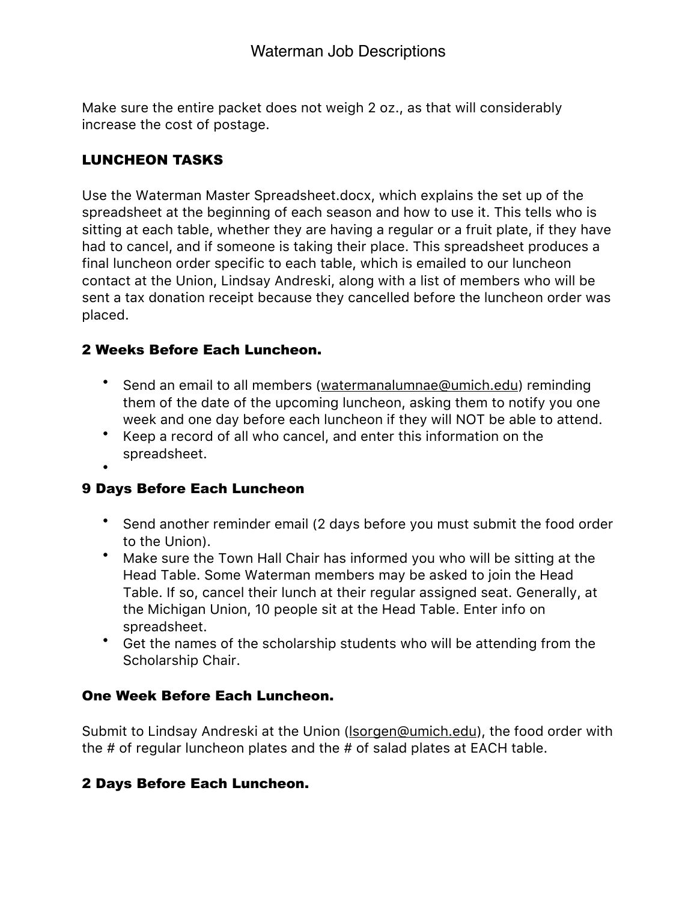Make sure the entire packet does not weigh 2 oz., as that will considerably increase the cost of postage.

## LUNCHEON TASKS

Use the Waterman Master Spreadsheet.docx, which explains the set up of the spreadsheet at the beginning of each season and how to use it. This tells who is sitting at each table, whether they are having a regular or a fruit plate, if they have had to cancel, and if someone is taking their place. This spreadsheet produces a final luncheon order specific to each table, which is emailed to our luncheon contact at the Union, Lindsay Andreski, along with a list of members who will be sent a tax donation receipt because they cancelled before the luncheon order was placed.

### 2 Weeks Before Each Luncheon.

- Send an email to all members (watermanalumnae@umich.edu) reminding them of the date of the upcoming luncheon, asking them to notify you one week and one day before each luncheon if they will NOT be able to attend.
- Keep a record of all who cancel, and enter this information on the spreadsheet.

### 9 Days Before Each Luncheon

- Send another reminder email (2 days before you must submit the food order to the Union).
- Make sure the Town Hall Chair has informed you who will be sitting at the Head Table. Some Waterman members may be asked to join the Head Table. If so, cancel their lunch at their regular assigned seat. Generally, at the Michigan Union, 10 people sit at the Head Table. Enter info on spreadsheet.
- Get the names of the scholarship students who will be attending from the Scholarship Chair.

### One Week Before Each Luncheon.

Submit to Lindsay Andreski at the Union (lsorgen@umich.edu), the food order with the # of regular luncheon plates and the # of salad plates at EACH table.

### 2 Days Before Each Luncheon.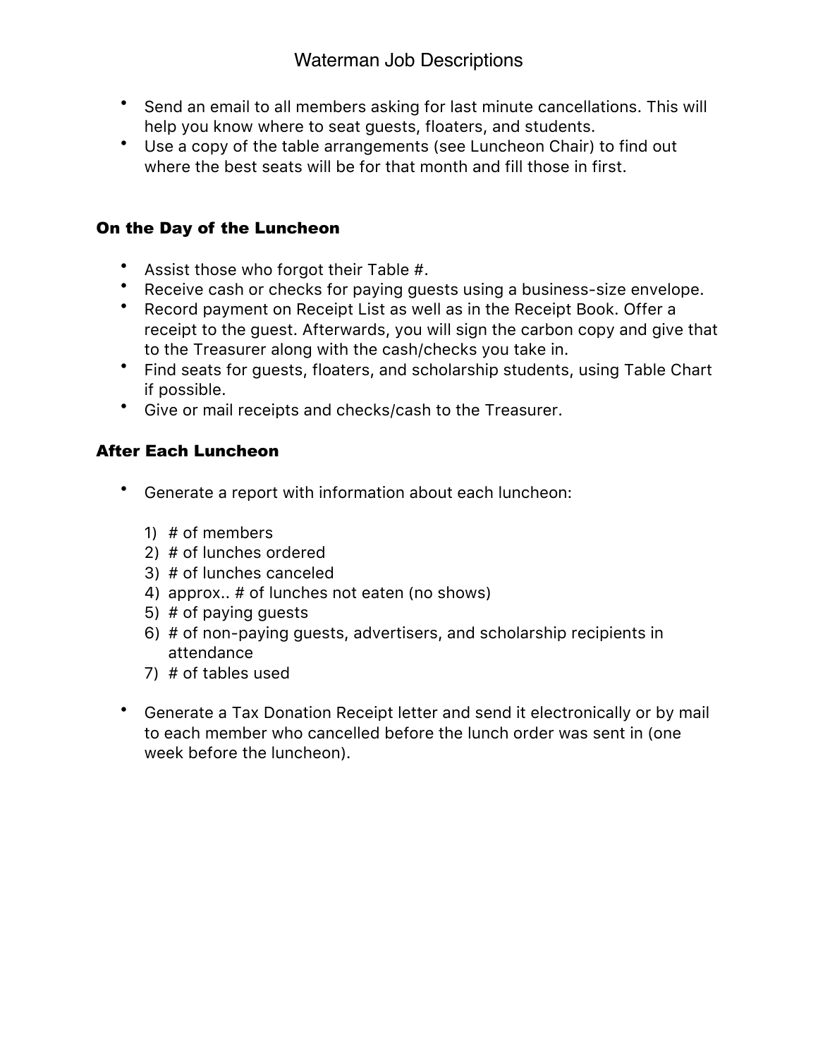- Send an email to all members asking for last minute cancellations. This will help you know where to seat guests, floaters, and students.
- Use a copy of the table arrangements (see Luncheon Chair) to find out where the best seats will be for that month and fill those in first.

### On the Day of the Luncheon

- Assist those who forgot their Table #.
- Receive cash or checks for paying guests using a business-size envelope.
- Record payment on Receipt List as well as in the Receipt Book. Offer a receipt to the guest. Afterwards, you will sign the carbon copy and give that to the Treasurer along with the cash/checks you take in.
- Find seats for guests, floaters, and scholarship students, using Table Chart if possible.
- Give or mail receipts and checks/cash to the Treasurer.

### After Each Luncheon

- Generate a report with information about each luncheon:

  1) # of members
  2) # of lunches ordered
  3) # of lunches canceled
  4) approx.. # of lunches not eaten (no shows)
  5) # of paying guests
  6) # of non-paying guests, advertisers, and scholarship recipients in attendance
  7) # of tables used

- Generate a Tax Donation Receipt letter and send it electronically or by mail to each member who cancelled before the lunch order was sent in (one week before the luncheon).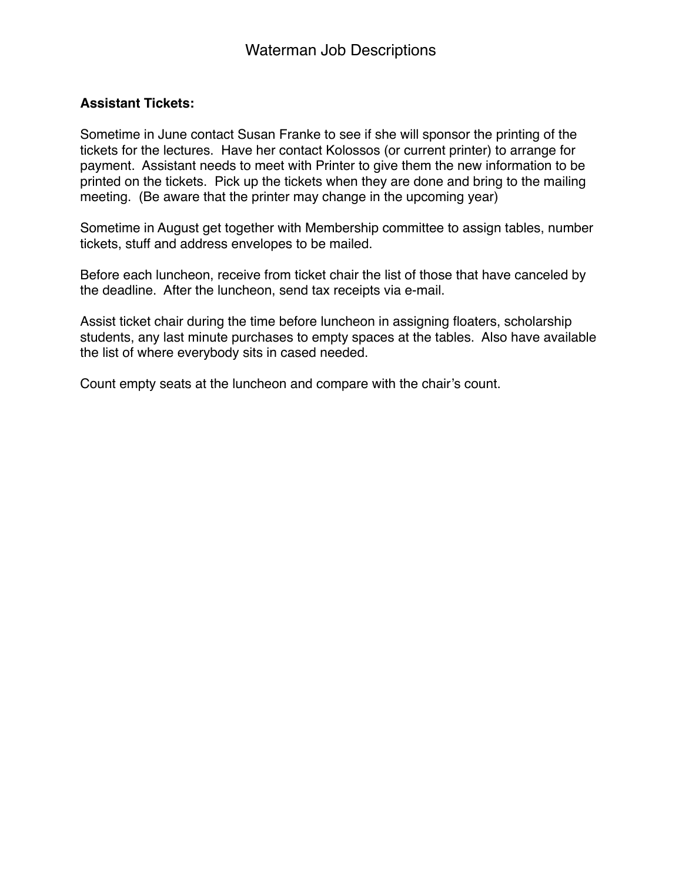# Waterman Job Descriptions

**Assistant Tickets:**

Sometime in June contact Susan Franke to see if she will sponsor the printing of the tickets for the lectures. Have her contact Kolossos (or current printer) to arrange for payment. Assistant needs to meet with Printer to give them the new information to be printed on the tickets. Pick up the tickets when they are done and bring to the mailing meeting. (Be aware that the printer may change in the upcoming year)

Sometime in August get together with Membership committee to assign tables, number tickets, stuff and address envelopes to be mailed.

Before each luncheon, receive from ticket chair the list of those that have canceled by the deadline. After the luncheon, send tax receipts via e-mail.

Assist ticket chair during the time before luncheon in assigning floaters, scholarship students, any last minute purchases to empty spaces at the tables. Also have available the list of where everybody sits in cased needed.

Count empty seats at the luncheon and compare with the chair's count.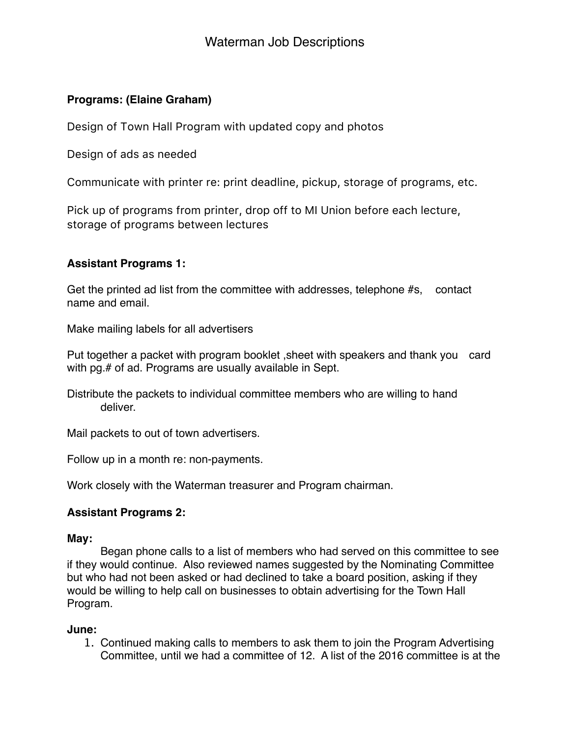# Waterman Job Descriptions

**Programs: (Elaine Graham)**

Design of Town Hall Program with updated copy and photos

Design of ads as needed

Communicate with printer re: print deadline, pickup, storage of programs, etc.

Pick up of programs from printer, drop off to MI Union before each lecture, storage of programs between lectures

**Assistant Programs 1:**

Get the printed ad list from the committee with addresses, telephone #s, contact name and email.

Make mailing labels for all advertisers

Put together a packet with program booklet ,sheet with speakers and thank you card with pg.# of ad. Programs are usually available in Sept.

Distribute the packets to individual committee members who are willing to hand deliver.

Mail packets to out of town advertisers.

Follow up in a month re: non-payments.

Work closely with the Waterman treasurer and Program chairman.

**Assistant Programs 2:**

**May:**

Began phone calls to a list of members who had served on this committee to see if they would continue. Also reviewed names suggested by the Nominating Committee but who had not been asked or had declined to take a board position, asking if they would be willing to help call on businesses to obtain advertising for the Town Hall Program.

**June:**

1. Continued making calls to members to ask them to join the Program Advertising Committee, until we had a committee of 12. A list of the 2016 committee is at the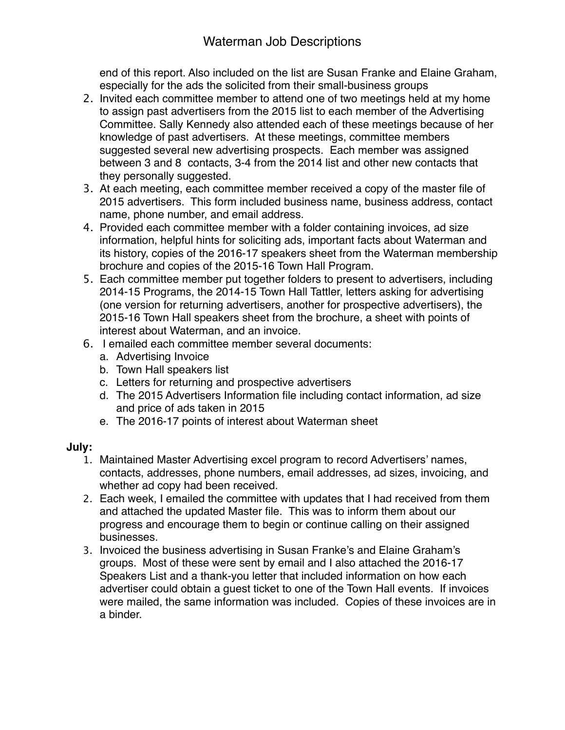end of this report. Also included on the list are Susan Franke and Elaine Graham, especially for the ads the solicited from their small-business groups

2. Invited each committee member to attend one of two meetings held at my home to assign past advertisers from the 2015 list to each member of the Advertising Committee. Sally Kennedy also attended each of these meetings because of her knowledge of past advertisers. At these meetings, committee members suggested several new advertising prospects. Each member was assigned between 3 and 8 contacts, 3-4 from the 2014 list and other new contacts that they personally suggested.
3. At each meeting, each committee member received a copy of the master file of 2015 advertisers. This form included business name, business address, contact name, phone number, and email address.
4. Provided each committee member with a folder containing invoices, ad size information, helpful hints for soliciting ads, important facts about Waterman and its history, copies of the 2016-17 speakers sheet from the Waterman membership brochure and copies of the 2015-16 Town Hall Program.
5. Each committee member put together folders to present to advertisers, including 2014-15 Programs, the 2014-15 Town Hall Tattler, letters asking for advertising (one version for returning advertisers, another for prospective advertisers), the 2015-16 Town Hall speakers sheet from the brochure, a sheet with points of interest about Waterman, and an invoice.
6. I emailed each committee member several documents:
   a. Advertising Invoice
   b. Town Hall speakers list
   c. Letters for returning and prospective advertisers
   d. The 2015 Advertisers Information file including contact information, ad size and price of ads taken in 2015
   e. The 2016-17 points of interest about Waterman sheet

**July:**

1. Maintained Master Advertising excel program to record Advertisers' names, contacts, addresses, phone numbers, email addresses, ad sizes, invoicing, and whether ad copy had been received.
2. Each week, I emailed the committee with updates that I had received from them and attached the updated Master file. This was to inform them about our progress and encourage them to begin or continue calling on their assigned businesses.
3. Invoiced the business advertising in Susan Franke's and Elaine Graham's groups. Most of these were sent by email and I also attached the 2016-17 Speakers List and a thank-you letter that included information on how each advertiser could obtain a guest ticket to one of the Town Hall events. If invoices were mailed, the same information was included. Copies of these invoices are in a binder.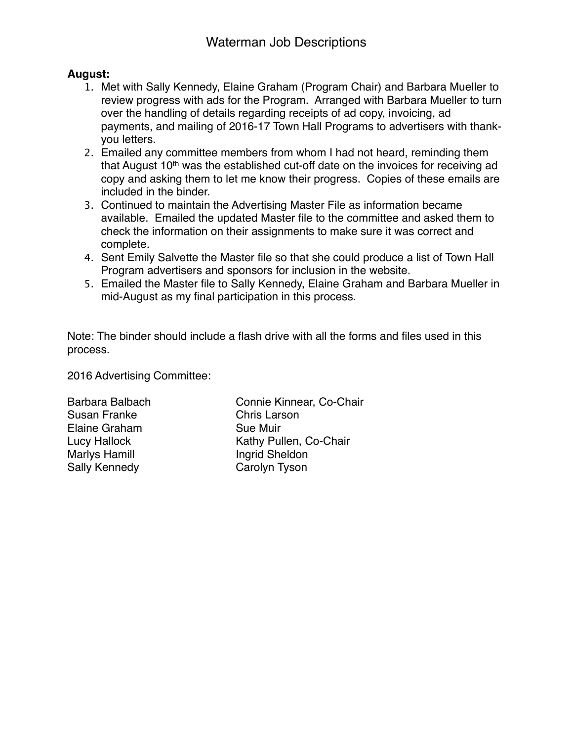# Waterman Job Descriptions

**August:**

1. Met with Sally Kennedy, Elaine Graham (Program Chair) and Barbara Mueller to review progress with ads for the Program. Arranged with Barbara Mueller to turn over the handling of details regarding receipts of ad copy, invoicing, ad payments, and mailing of 2016-17 Town Hall Programs to advertisers with thank-you letters.
2. Emailed any committee members from whom I had not heard, reminding them that August 10th was the established cut-off date on the invoices for receiving ad copy and asking them to let me know their progress. Copies of these emails are included in the binder.
3. Continued to maintain the Advertising Master File as information became available. Emailed the updated Master file to the committee and asked them to check the information on their assignments to make sure it was correct and complete.
4. Sent Emily Salvette the Master file so that she could produce a list of Town Hall Program advertisers and sponsors for inclusion in the website.
5. Emailed the Master file to Sally Kennedy, Elaine Graham and Barbara Mueller in mid-August as my final participation in this process.

Note: The binder should include a flash drive with all the forms and files used in this process.

2016 Advertising Committee:

Barbara Balbach
Susan Franke
Elaine Graham
Lucy Hallock
Marlys Hamill
Sally Kennedy
Connie Kinnear, Co-Chair
Chris Larson
Sue Muir
Kathy Pullen, Co-Chair
Ingrid Sheldon
Carolyn Tyson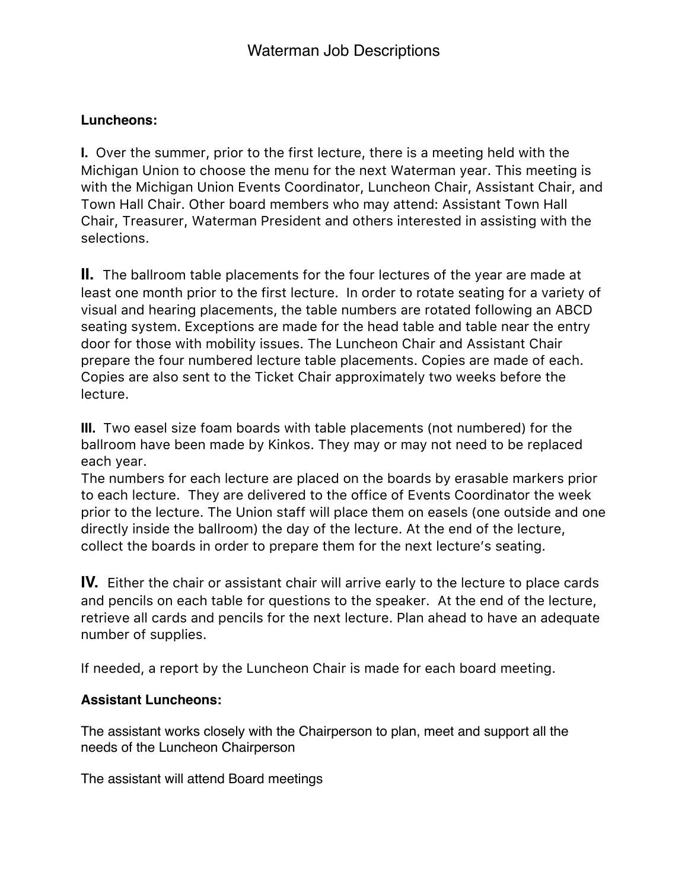# Waterman Job Descriptions

**Luncheons:**

**I.** Over the summer, prior to the first lecture, there is a meeting held with the Michigan Union to choose the menu for the next Waterman year. This meeting is with the Michigan Union Events Coordinator, Luncheon Chair, Assistant Chair, and Town Hall Chair. Other board members who may attend: Assistant Town Hall Chair, Treasurer, Waterman President and others interested in assisting with the selections.

**II.** The ballroom table placements for the four lectures of the year are made at least one month prior to the first lecture. In order to rotate seating for a variety of visual and hearing placements, the table numbers are rotated following an ABCD seating system. Exceptions are made for the head table and table near the entry door for those with mobility issues. The Luncheon Chair and Assistant Chair prepare the four numbered lecture table placements. Copies are made of each. Copies are also sent to the Ticket Chair approximately two weeks before the lecture.

**III.** Two easel size foam boards with table placements (not numbered) for the ballroom have been made by Kinkos. They may or may not need to be replaced each year.
The numbers for each lecture are placed on the boards by erasable markers prior to each lecture. They are delivered to the office of Events Coordinator the week prior to the lecture. The Union staff will place them on easels (one outside and one directly inside the ballroom) the day of the lecture. At the end of the lecture, collect the boards in order to prepare them for the next lecture's seating.

**IV.** Either the chair or assistant chair will arrive early to the lecture to place cards and pencils on each table for questions to the speaker. At the end of the lecture, retrieve all cards and pencils for the next lecture. Plan ahead to have an adequate number of supplies.

If needed, a report by the Luncheon Chair is made for each board meeting.

**Assistant Luncheons:**

The assistant works closely with the Chairperson to plan, meet and support all the needs of the Luncheon Chairperson

The assistant will attend Board meetings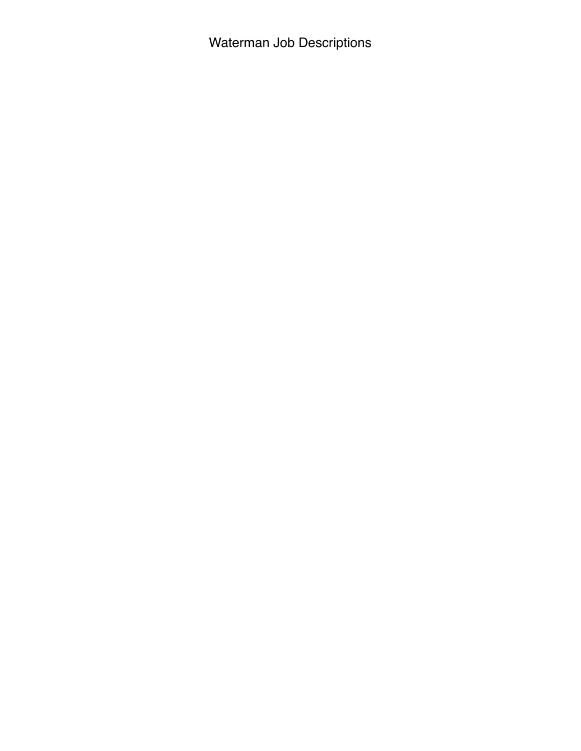# Waterman Job Descriptions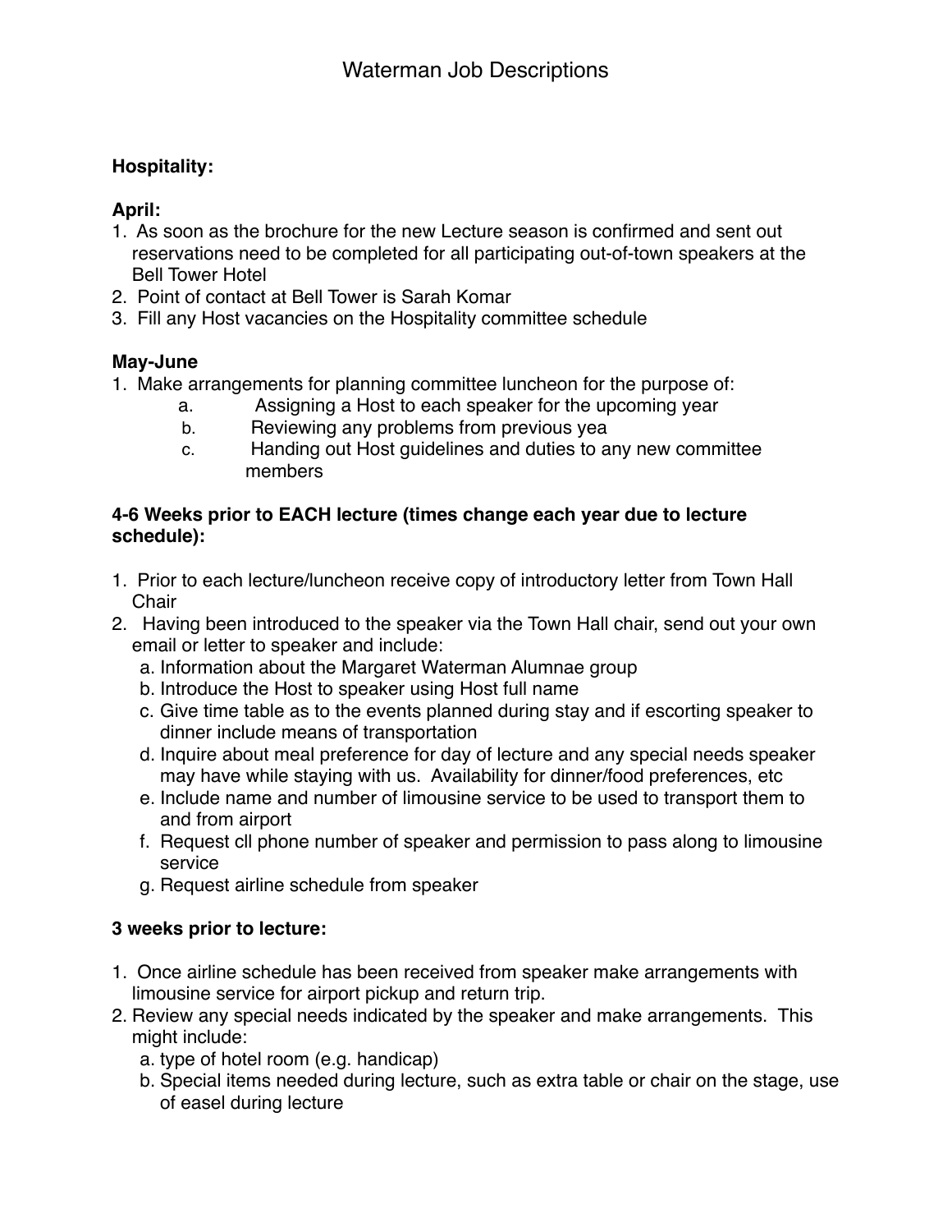# Waterman Job Descriptions

**Hospitality:**

**April:**

1. As soon as the brochure for the new Lecture season is confirmed and sent out reservations need to be completed for all participating out-of-town speakers at the Bell Tower Hotel
2. Point of contact at Bell Tower is Sarah Komar
3. Fill any Host vacancies on the Hospitality committee schedule

**May-June**

1. Make arrangements for planning committee luncheon for the purpose of:
   a. Assigning a Host to each speaker for the upcoming year
   b. Reviewing any problems from previous yea
   c. Handing out Host guidelines and duties to any new committee members

**4-6 Weeks prior to EACH lecture (times change each year due to lecture schedule):**

1. Prior to each lecture/luncheon receive copy of introductory letter from Town Hall Chair
2. Having been introduced to the speaker via the Town Hall chair, send out your own email or letter to speaker and include:
   a. Information about the Margaret Waterman Alumnae group
   b. Introduce the Host to speaker using Host full name
   c. Give time table as to the events planned during stay and if escorting speaker to dinner include means of transportation
   d. Inquire about meal preference for day of lecture and any special needs speaker may have while staying with us. Availability for dinner/food preferences, etc
   e. Include name and number of limousine service to be used to transport them to and from airport
   f. Request cll phone number of speaker and permission to pass along to limousine service
   g. Request airline schedule from speaker

**3 weeks prior to lecture:**

1. Once airline schedule has been received from speaker make arrangements with limousine service for airport pickup and return trip.
2. Review any special needs indicated by the speaker and make arrangements. This might include:
   a. type of hotel room (e.g. handicap)
   b. Special items needed during lecture, such as extra table or chair on the stage, use of easel during lecture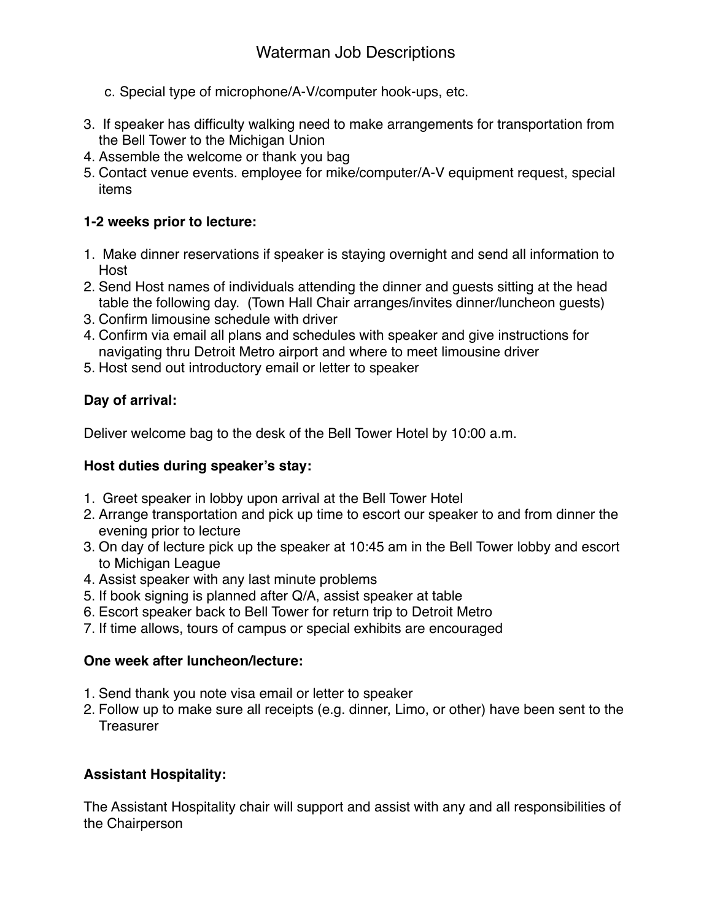c. Special type of microphone/A-V/computer hook-ups, etc.

3. If speaker has difficulty walking need to make arrangements for transportation from the Bell Tower to the Michigan Union
4. Assemble the welcome or thank you bag
5. Contact venue events. employee for mike/computer/A-V equipment request, special items

**1-2 weeks prior to lecture:**

1. Make dinner reservations if speaker is staying overnight and send all information to Host
2. Send Host names of individuals attending the dinner and guests sitting at the head table the following day. (Town Hall Chair arranges/invites dinner/luncheon guests)
3. Confirm limousine schedule with driver
4. Confirm via email all plans and schedules with speaker and give instructions for navigating thru Detroit Metro airport and where to meet limousine driver
5. Host send out introductory email or letter to speaker

**Day of arrival:**

Deliver welcome bag to the desk of the Bell Tower Hotel by 10:00 a.m.

**Host duties during speaker's stay:**

1. Greet speaker in lobby upon arrival at the Bell Tower Hotel
2. Arrange transportation and pick up time to escort our speaker to and from dinner the evening prior to lecture
3. On day of lecture pick up the speaker at 10:45 am in the Bell Tower lobby and escort to Michigan League
4. Assist speaker with any last minute problems
5. If book signing is planned after Q/A, assist speaker at table
6. Escort speaker back to Bell Tower for return trip to Detroit Metro
7. If time allows, tours of campus or special exhibits are encouraged

**One week after luncheon/lecture:**

1. Send thank you note visa email or letter to speaker
2. Follow up to make sure all receipts (e.g. dinner, Limo, or other) have been sent to the Treasurer

**Assistant Hospitality:**

The Assistant Hospitality chair will support and assist with any and all responsibilities of the Chairperson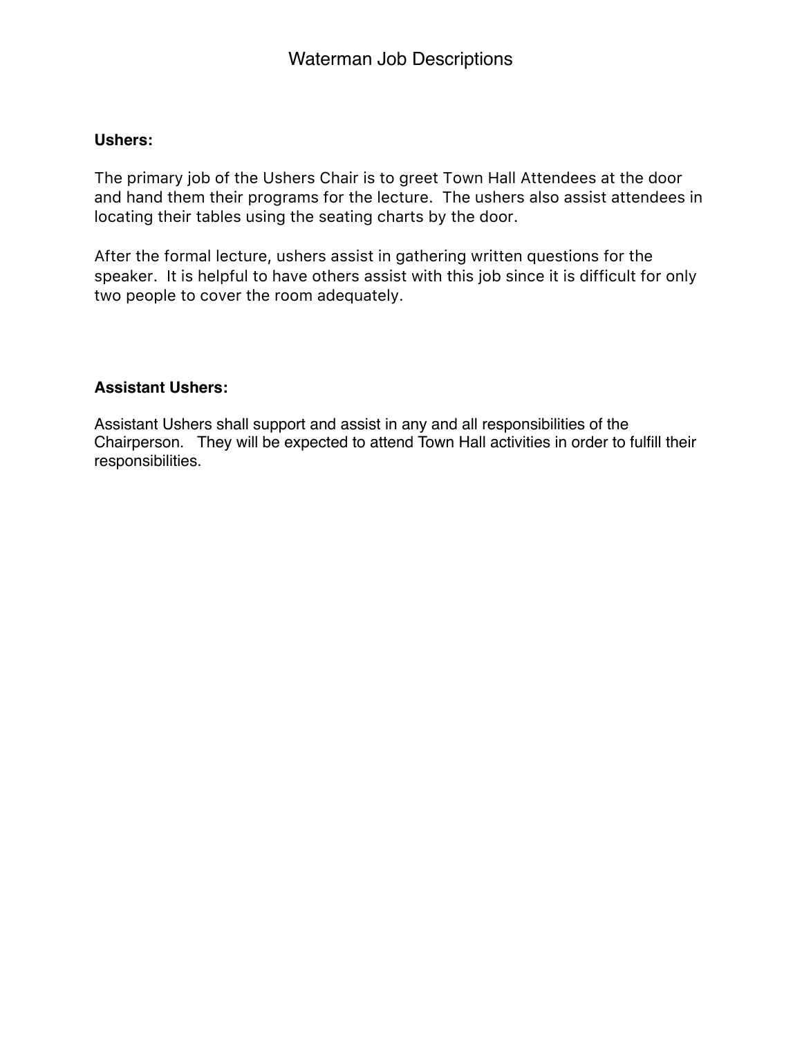# Waterman Job Descriptions

**Ushers:**

The primary job of the Ushers Chair is to greet Town Hall Attendees at the door and hand them their programs for the lecture. The ushers also assist attendees in locating their tables using the seating charts by the door.

After the formal lecture, ushers assist in gathering written questions for the speaker. It is helpful to have others assist with this job since it is difficult for only two people to cover the room adequately.

**Assistant Ushers:**

Assistant Ushers shall support and assist in any and all responsibilities of the Chairperson. They will be expected to attend Town Hall activities in order to fulfill their responsibilities.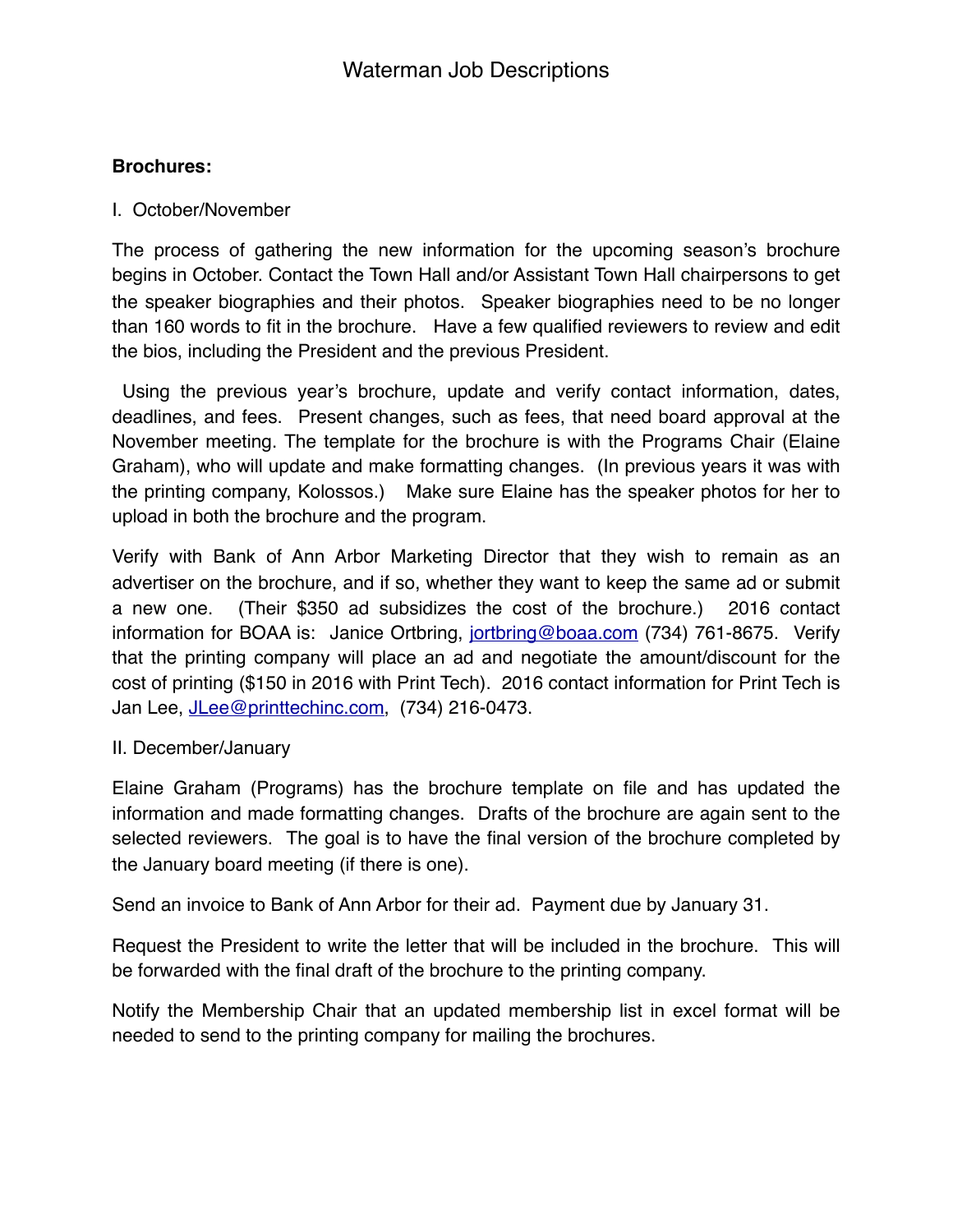# Waterman Job Descriptions

**Brochures:**

I. October/November

The process of gathering the new information for the upcoming season's brochure begins in October. Contact the Town Hall and/or Assistant Town Hall chairpersons to get the speaker biographies and their photos. Speaker biographies need to be no longer than 160 words to fit in the brochure. Have a few qualified reviewers to review and edit the bios, including the President and the previous President.

Using the previous year's brochure, update and verify contact information, dates, deadlines, and fees. Present changes, such as fees, that need board approval at the November meeting. The template for the brochure is with the Programs Chair (Elaine Graham), who will update and make formatting changes. (In previous years it was with the printing company, Kolossos.) Make sure Elaine has the speaker photos for her to upload in both the brochure and the program.

Verify with Bank of Ann Arbor Marketing Director that they wish to remain as an advertiser on the brochure, and if so, whether they want to keep the same ad or submit a new one. (Their $350 ad subsidizes the cost of the brochure.) 2016 contact information for BOAA is: Janice Ortbring, jortbring@boaa.com (734) 761-8675. Verify that the printing company will place an ad and negotiate the amount/discount for the cost of printing ($150 in 2016 with Print Tech). 2016 contact information for Print Tech is Jan Lee, JLee@printtechinc.com, (734) 216-0473.

II. December/January

Elaine Graham (Programs) has the brochure template on file and has updated the information and made formatting changes. Drafts of the brochure are again sent to the selected reviewers. The goal is to have the final version of the brochure completed by the January board meeting (if there is one).

Send an invoice to Bank of Ann Arbor for their ad. Payment due by January 31.

Request the President to write the letter that will be included in the brochure. This will be forwarded with the final draft of the brochure to the printing company.

Notify the Membership Chair that an updated membership list in excel format will be needed to send to the printing company for mailing the brochures.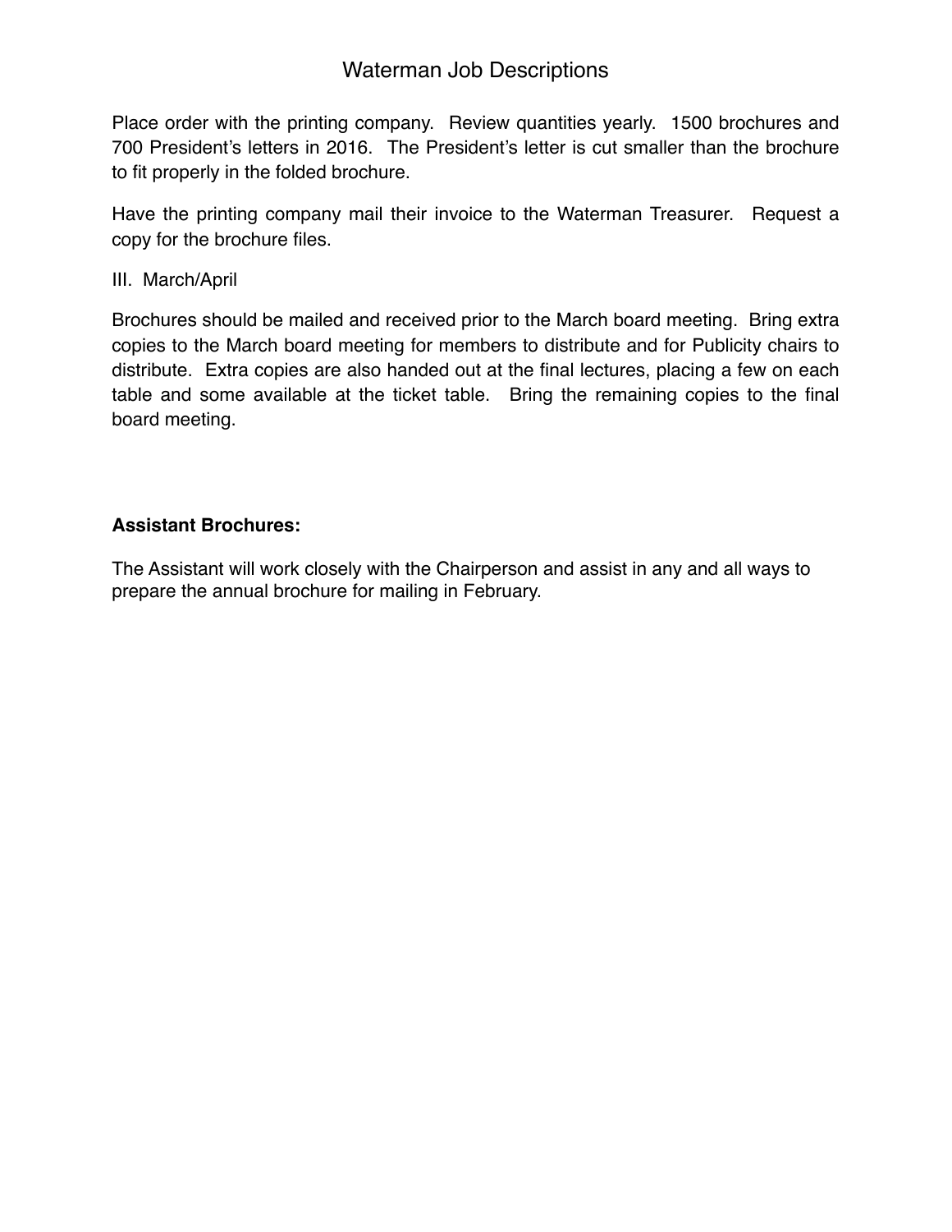Place order with the printing company. Review quantities yearly. 1500 brochures and 700 President's letters in 2016. The President's letter is cut smaller than the brochure to fit properly in the folded brochure.

Have the printing company mail their invoice to the Waterman Treasurer. Request a copy for the brochure files.

III. March/April

Brochures should be mailed and received prior to the March board meeting. Bring extra copies to the March board meeting for members to distribute and for Publicity chairs to distribute. Extra copies are also handed out at the final lectures, placing a few on each table and some available at the ticket table. Bring the remaining copies to the final board meeting.

**Assistant Brochures:**

The Assistant will work closely with the Chairperson and assist in any and all ways to prepare the annual brochure for mailing in February.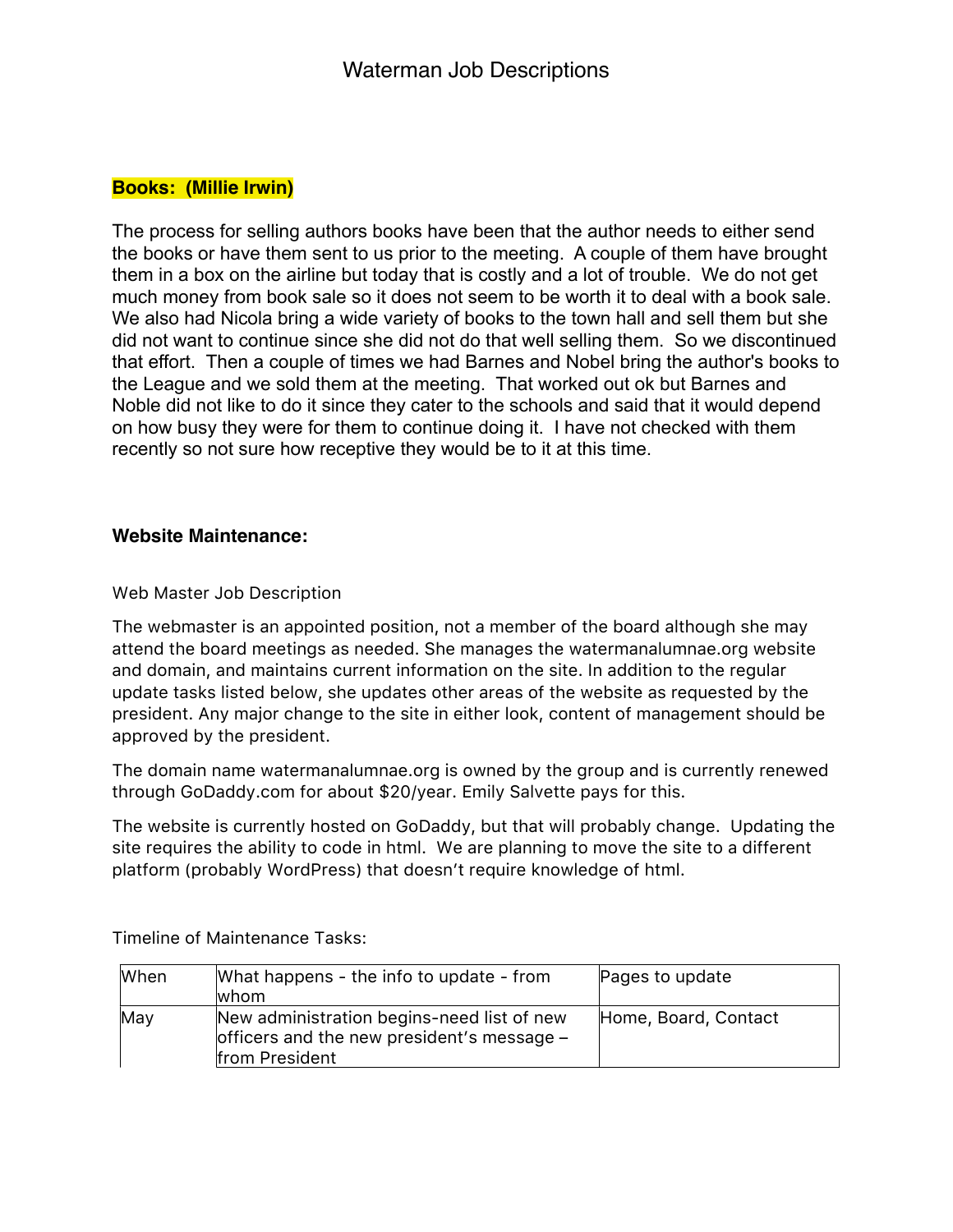# Waterman Job Descriptions

**Books: (Millie Irwin)**

The process for selling authors books have been that the author needs to either send the books or have them sent to us prior to the meeting. A couple of them have brought them in a box on the airline but today that is costly and a lot of trouble. We do not get much money from book sale so it does not seem to be worth it to deal with a book sale. We also had Nicola bring a wide variety of books to the town hall and sell them but she did not want to continue since she did not do that well selling them. So we discontinued that effort. Then a couple of times we had Barnes and Nobel bring the author's books to the League and we sold them at the meeting. That worked out ok but Barnes and Noble did not like to do it since they cater to the schools and said that it would depend on how busy they were for them to continue doing it. I have not checked with them recently so not sure how receptive they would be to it at this time.

**Website Maintenance:**

Web Master Job Description

The webmaster is an appointed position, not a member of the board although she may attend the board meetings as needed. She manages the watermanalumnae.org website and domain, and maintains current information on the site. In addition to the regular update tasks listed below, she updates other areas of the website as requested by the president. Any major change to the site in either look, content of management should be approved by the president.

The domain name watermanalumnae.org is owned by the group and is currently renewed through GoDaddy.com for about $20/year. Emily Salvette pays for this.

The website is currently hosted on GoDaddy, but that will probably change. Updating the site requires the ability to code in html. We are planning to move the site to a different platform (probably WordPress) that doesn't require knowledge of html.

Timeline of Maintenance Tasks:

| When | What happens - the info to update - from whom | Pages to update |
|---|---|---|
| May | New administration begins-need list of new officers and the new president's message – from President | Home, Board, Contact |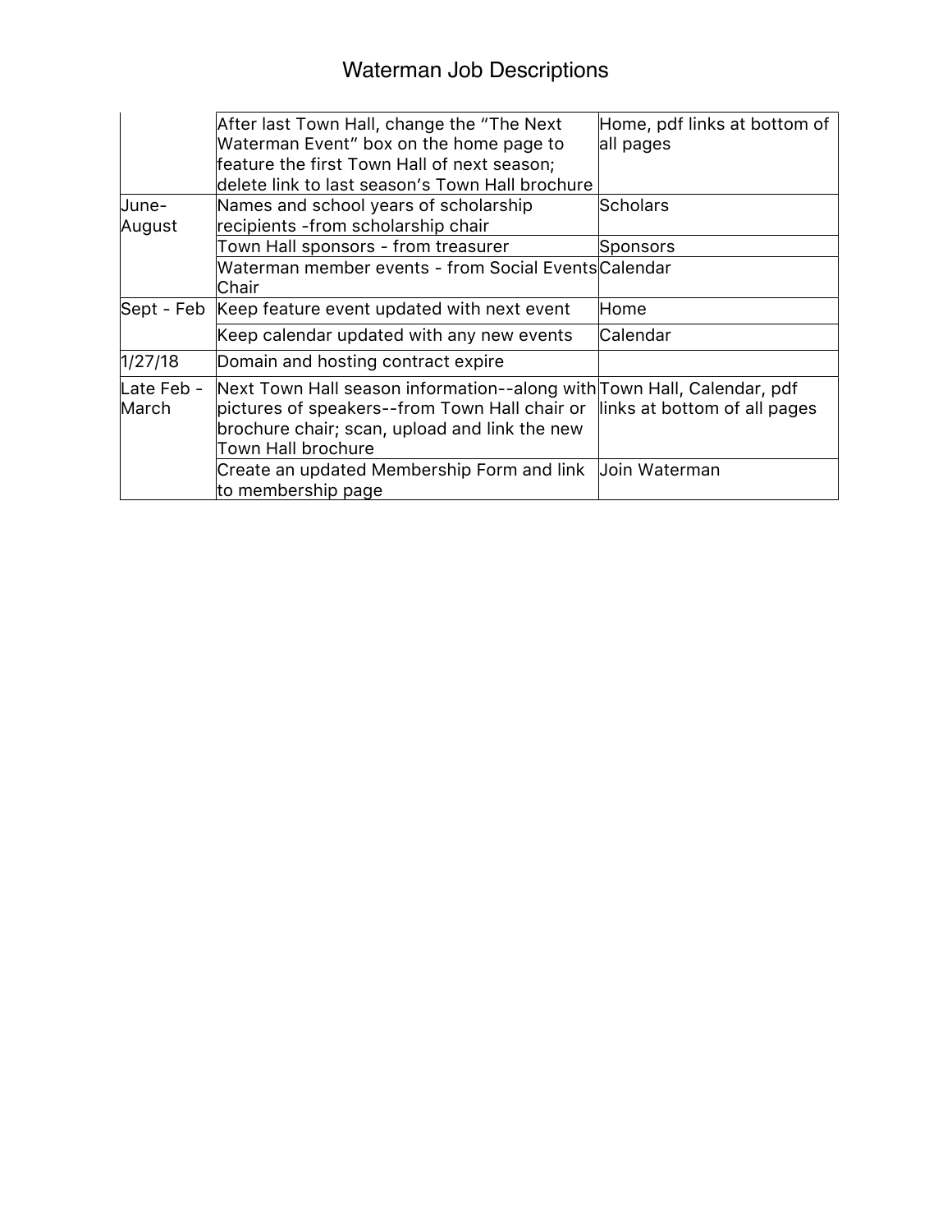# Waterman Job Descriptions

| | | |
|---|---|---|
| | After last Town Hall, change the "The Next Waterman Event" box on the home page to feature the first Town Hall of next season; delete link to last season's Town Hall brochure | Home, pdf links at bottom of all pages |
| June-August | Names and school years of scholarship recipients -from scholarship chair | Scholars |
| | Town Hall sponsors - from treasurer | Sponsors |
| | Waterman member events - from Social Events Chair | Calendar |
| Sept - Feb | Keep feature event updated with next event | Home |
| | Keep calendar updated with any new events | Calendar |
| 1/27/18 | Domain and hosting contract expire | |
| Late Feb - March | Next Town Hall season information--along with pictures of speakers--from Town Hall chair or brochure chair; scan, upload and link the new Town Hall brochure | Town Hall, Calendar, pdf links at bottom of all pages |
| | Create an updated Membership Form and link to membership page | Join Waterman |